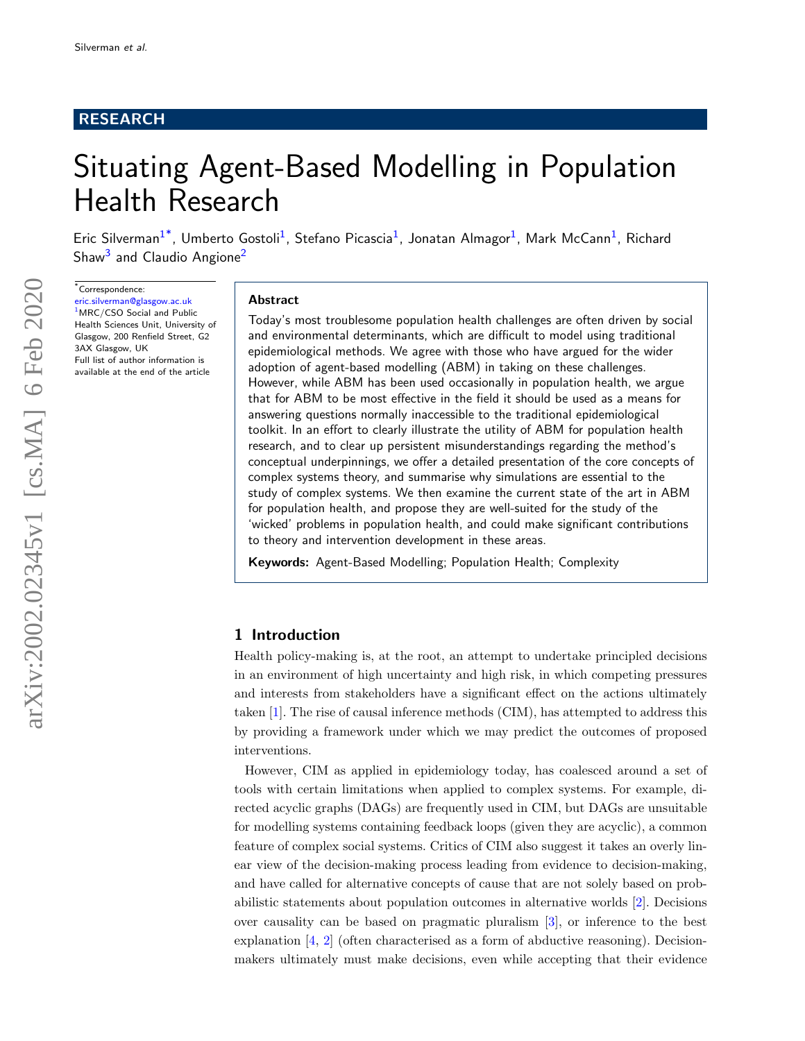RESEARCH

# Situating Agent-Based Modelling in Population Health Research

Eric Silverman[1*], Umberto Gostoli[1], Stefano Picascia[1], Jonatan Almagor[1], Mark McCann[1], Richard Shaw[3] and Claudio Angione[2]

*Correspondence: eric.silverman@glasgow.ac.uk
[1]MRC/CSO Social and Public Health Sciences Unit, University of Glasgow, 200 Renfield Street, G2 3AX Glasgow, UK
Full list of author information is available at the end of the article

## Abstract

Today's most troublesome population health challenges are often driven by social and environmental determinants, which are difficult to model using traditional epidemiological methods. We agree with those who have argued for the wider adoption of agent-based modelling (ABM) in taking on these challenges. However, while ABM has been used occasionally in population health, we argue that for ABM to be most effective in the field it should be used as a means for answering questions normally inaccessible to the traditional epidemiological toolkit. In an effort to clearly illustrate the utility of ABM for population health research, and to clear up persistent misunderstandings regarding the method's conceptual underpinnings, we offer a detailed presentation of the core concepts of complex systems theory, and summarise why simulations are essential to the study of complex systems. We then examine the current state of the art in ABM for population health, and propose they are well-suited for the study of the 'wicked' problems in population health, and could make significant contributions to theory and intervention development in these areas.

**Keywords:** Agent-Based Modelling; Population Health; Complexity

## 1 Introduction

Health policy-making is, at the root, an attempt to undertake principled decisions in an environment of high uncertainty and high risk, in which competing pressures and interests from stakeholders have a significant effect on the actions ultimately taken [1]. The rise of causal inference methods (CIM), has attempted to address this by providing a framework under which we may predict the outcomes of proposed interventions.

However, CIM as applied in epidemiology today, has coalesced around a set of tools with certain limitations when applied to complex systems. For example, directed acyclic graphs (DAGs) are frequently used in CIM, but DAGs are unsuitable for modelling systems containing feedback loops (given they are acyclic), a common feature of complex social systems. Critics of CIM also suggest it takes an overly linear view of the decision-making process leading from evidence to decision-making, and have called for alternative concepts of cause that are not solely based on probabilistic statements about population outcomes in alternative worlds [2]. Decisions over causality can be based on pragmatic pluralism [3], or inference to the best explanation [4, 2] (often characterised as a form of abductive reasoning). Decision-makers ultimately must make decisions, even while accepting that their evidence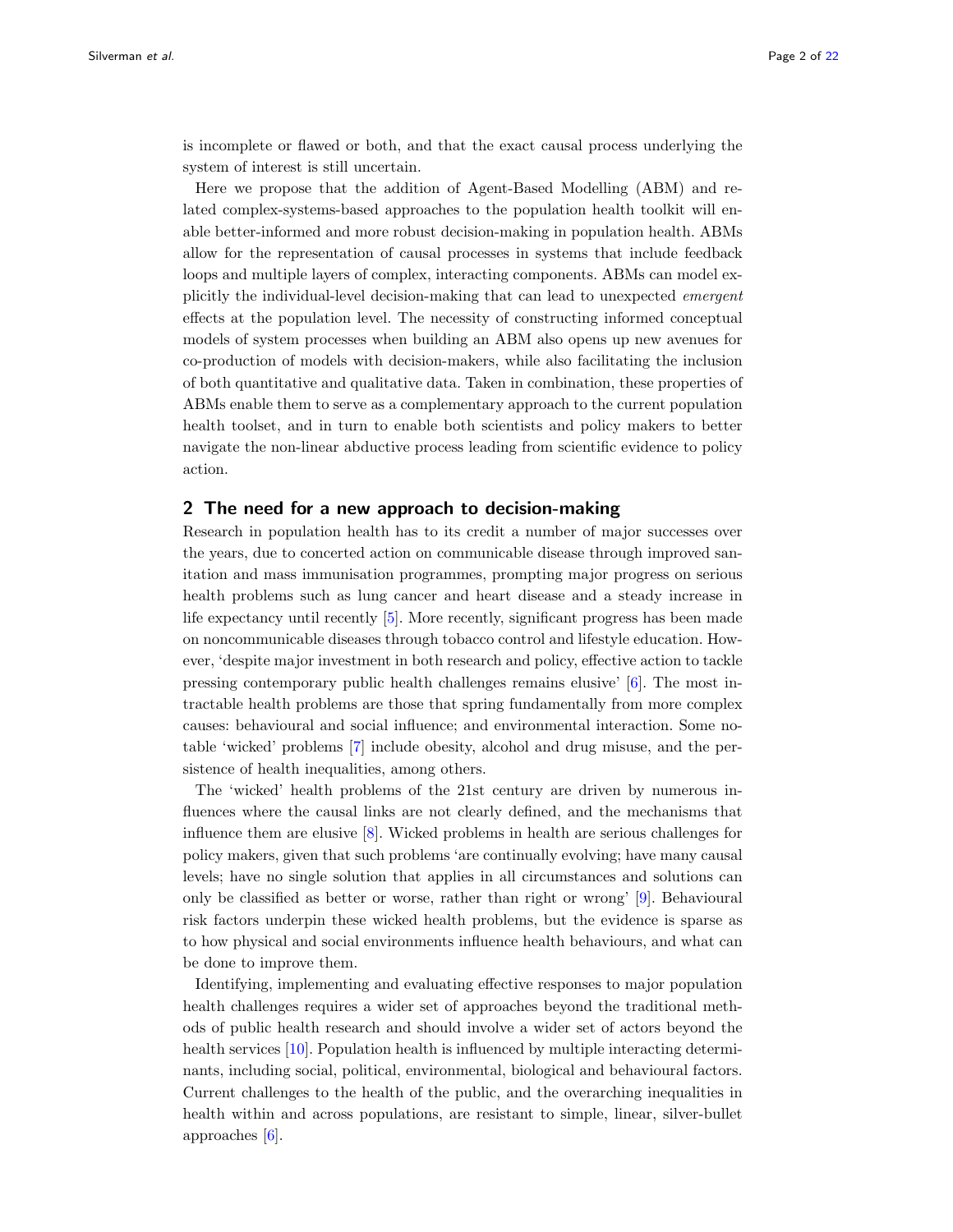is incomplete or flawed or both, and that the exact causal process underlying the system of interest is still uncertain.

Here we propose that the addition of Agent-Based Modelling (ABM) and related complex-systems-based approaches to the population health toolkit will enable better-informed and more robust decision-making in population health. ABMs allow for the representation of causal processes in systems that include feedback loops and multiple layers of complex, interacting components. ABMs can model explicitly the individual-level decision-making that can lead to unexpected *emergent* effects at the population level. The necessity of constructing informed conceptual models of system processes when building an ABM also opens up new avenues for co-production of models with decision-makers, while also facilitating the inclusion of both quantitative and qualitative data. Taken in combination, these properties of ABMs enable them to serve as a complementary approach to the current population health toolset, and in turn to enable both scientists and policy makers to better navigate the non-linear abductive process leading from scientific evidence to policy action.

## 2 The need for a new approach to decision-making

Research in population health has to its credit a number of major successes over the years, due to concerted action on communicable disease through improved sanitation and mass immunisation programmes, prompting major progress on serious health problems such as lung cancer and heart disease and a steady increase in life expectancy until recently [5]. More recently, significant progress has been made on noncommunicable diseases through tobacco control and lifestyle education. However, 'despite major investment in both research and policy, effective action to tackle pressing contemporary public health challenges remains elusive' [6]. The most intractable health problems are those that spring fundamentally from more complex causes: behavioural and social influence; and environmental interaction. Some notable 'wicked' problems [7] include obesity, alcohol and drug misuse, and the persistence of health inequalities, among others.

The 'wicked' health problems of the 21st century are driven by numerous influences where the causal links are not clearly defined, and the mechanisms that influence them are elusive [8]. Wicked problems in health are serious challenges for policy makers, given that such problems 'are continually evolving; have many causal levels; have no single solution that applies in all circumstances and solutions can only be classified as better or worse, rather than right or wrong' [9]. Behavioural risk factors underpin these wicked health problems, but the evidence is sparse as to how physical and social environments influence health behaviours, and what can be done to improve them.

Identifying, implementing and evaluating effective responses to major population health challenges requires a wider set of approaches beyond the traditional methods of public health research and should involve a wider set of actors beyond the health services [10]. Population health is influenced by multiple interacting determinants, including social, political, environmental, biological and behavioural factors. Current challenges to the health of the public, and the overarching inequalities in health within and across populations, are resistant to simple, linear, silver-bullet approaches [6].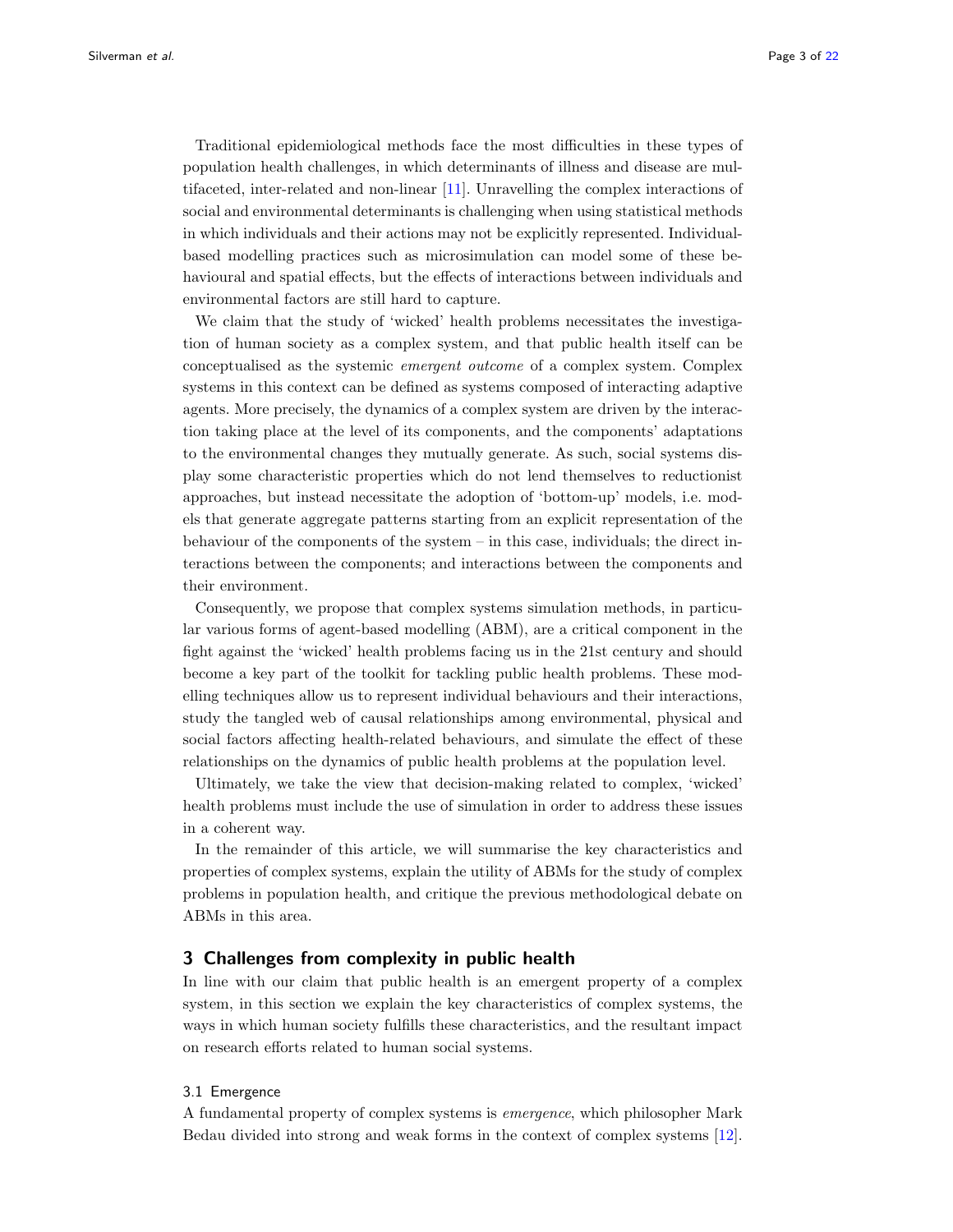Traditional epidemiological methods face the most difficulties in these types of population health challenges, in which determinants of illness and disease are multifaceted, inter-related and non-linear [11]. Unravelling the complex interactions of social and environmental determinants is challenging when using statistical methods in which individuals and their actions may not be explicitly represented. Individual-based modelling practices such as microsimulation can model some of these behavioural and spatial effects, but the effects of interactions between individuals and environmental factors are still hard to capture.

We claim that the study of 'wicked' health problems necessitates the investigation of human society as a complex system, and that public health itself can be conceptualised as the systemic *emergent outcome* of a complex system. Complex systems in this context can be defined as systems composed of interacting adaptive agents. More precisely, the dynamics of a complex system are driven by the interaction taking place at the level of its components, and the components' adaptations to the environmental changes they mutually generate. As such, social systems display some characteristic properties which do not lend themselves to reductionist approaches, but instead necessitate the adoption of 'bottom-up' models, i.e. models that generate aggregate patterns starting from an explicit representation of the behaviour of the components of the system – in this case, individuals; the direct interactions between the components; and interactions between the components and their environment.

Consequently, we propose that complex systems simulation methods, in particular various forms of agent-based modelling (ABM), are a critical component in the fight against the 'wicked' health problems facing us in the 21st century and should become a key part of the toolkit for tackling public health problems. These modelling techniques allow us to represent individual behaviours and their interactions, study the tangled web of causal relationships among environmental, physical and social factors affecting health-related behaviours, and simulate the effect of these relationships on the dynamics of public health problems at the population level.

Ultimately, we take the view that decision-making related to complex, 'wicked' health problems must include the use of simulation in order to address these issues in a coherent way.

In the remainder of this article, we will summarise the key characteristics and properties of complex systems, explain the utility of ABMs for the study of complex problems in population health, and critique the previous methodological debate on ABMs in this area.

## 3 Challenges from complexity in public health

In line with our claim that public health is an emergent property of a complex system, in this section we explain the key characteristics of complex systems, the ways in which human society fulfills these characteristics, and the resultant impact on research efforts related to human social systems.

### 3.1 Emergence

A fundamental property of complex systems is *emergence*, which philosopher Mark Bedau divided into strong and weak forms in the context of complex systems [12].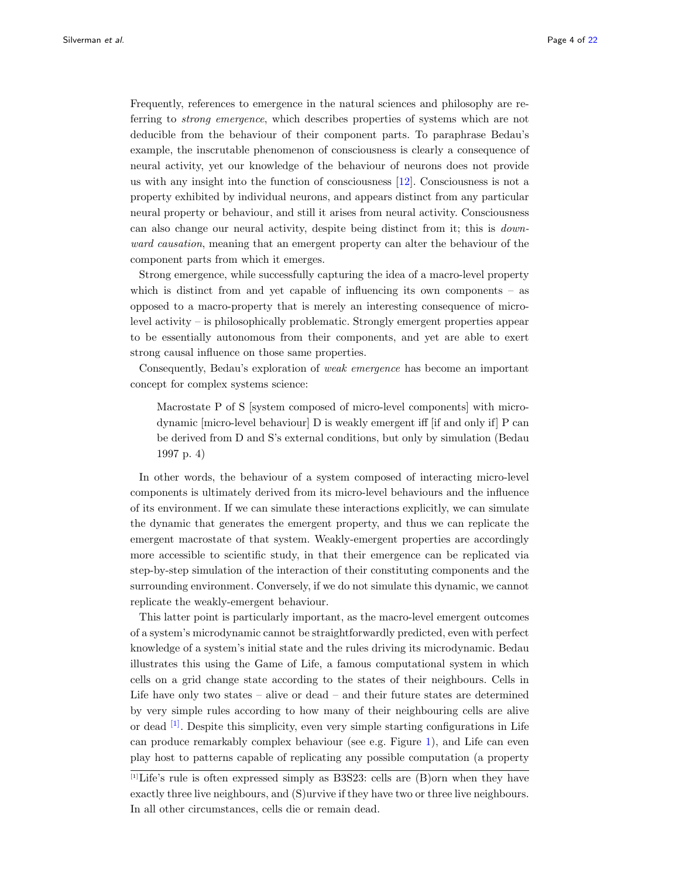Frequently, references to emergence in the natural sciences and philosophy are referring to *strong emergence*, which describes properties of systems which are not deducible from the behaviour of their component parts. To paraphrase Bedau's example, the inscrutable phenomenon of consciousness is clearly a consequence of neural activity, yet our knowledge of the behaviour of neurons does not provide us with any insight into the function of consciousness [12]. Consciousness is not a property exhibited by individual neurons, and appears distinct from any particular neural property or behaviour, and still it arises from neural activity. Consciousness can also change our neural activity, despite being distinct from it; this is *downward causation*, meaning that an emergent property can alter the behaviour of the component parts from which it emerges.

Strong emergence, while successfully capturing the idea of a macro-level property which is distinct from and yet capable of influencing its own components – as opposed to a macro-property that is merely an interesting consequence of micro-level activity – is philosophically problematic. Strongly emergent properties appear to be essentially autonomous from their components, and yet are able to exert strong causal influence on those same properties.

Consequently, Bedau's exploration of *weak emergence* has become an important concept for complex systems science:

> Macrostate P of S [system composed of micro-level components] with microdynamic [micro-level behaviour] D is weakly emergent iff [if and only if] P can be derived from D and S's external conditions, but only by simulation (Bedau 1997 p. 4)

In other words, the behaviour of a system composed of interacting micro-level components is ultimately derived from its micro-level behaviours and the influence of its environment. If we can simulate these interactions explicitly, we can simulate the dynamic that generates the emergent property, and thus we can replicate the emergent macrostate of that system. Weakly-emergent properties are accordingly more accessible to scientific study, in that their emergence can be replicated via step-by-step simulation of the interaction of their constituting components and the surrounding environment. Conversely, if we do not simulate this dynamic, we cannot replicate the weakly-emergent behaviour.

This latter point is particularly important, as the macro-level emergent outcomes of a system's microdynamic cannot be straightforwardly predicted, even with perfect knowledge of a system's initial state and the rules driving its microdynamic. Bedau illustrates this using the Game of Life, a famous computational system in which cells on a grid change state according to the states of their neighbours. Cells in Life have only two states – alive or dead – and their future states are determined by very simple rules according to how many of their neighbouring cells are alive or dead [1]. Despite this simplicity, even very simple starting configurations in Life can produce remarkably complex behaviour (see e.g. Figure 1), and Life can even play host to patterns capable of replicating any possible computation (a property

[1] Life's rule is often expressed simply as B3S23: cells are (B)orn when they have exactly three live neighbours, and (S)urvive if they have two or three live neighbours. In all other circumstances, cells die or remain dead.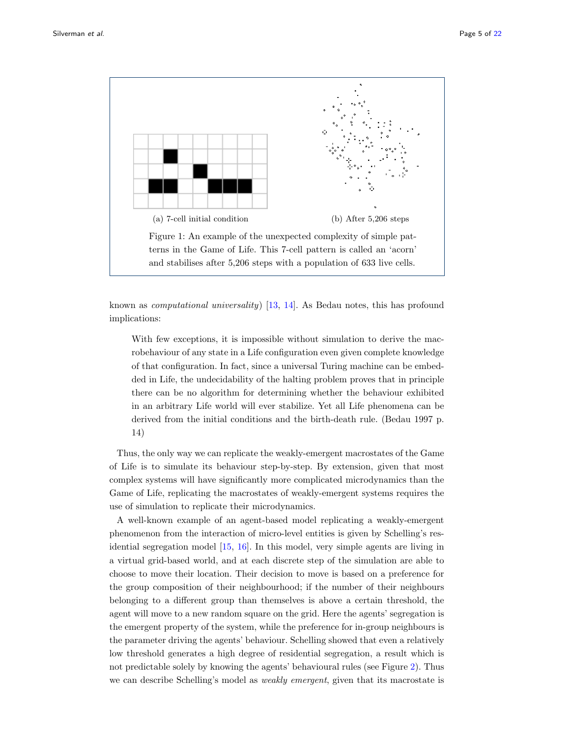(a) 7-cell initial condition

(b) After 5,206 steps

Figure 1: An example of the unexpected complexity of simple patterns in the Game of Life. This 7-cell pattern is called an 'acorn' and stabilises after 5,206 steps with a population of 633 live cells.

known as *computational universality*) [13, 14]. As Bedau notes, this has profound implications:

> With few exceptions, it is impossible without simulation to derive the macrobehaviour of any state in a Life configuration even given complete knowledge of that configuration. In fact, since a universal Turing machine can be embedded in Life, the undecidability of the halting problem proves that in principle there can be no algorithm for determining whether the behaviour exhibited in an arbitrary Life world will ever stabilize. Yet all Life phenomena can be derived from the initial conditions and the birth-death rule. (Bedau 1997 p. 14)

Thus, the only way we can replicate the weakly-emergent macrostates of the Game of Life is to simulate its behaviour step-by-step. By extension, given that most complex systems will have significantly more complicated microdynamics than the Game of Life, replicating the macrostates of weakly-emergent systems requires the use of simulation to replicate their microdynamics.

A well-known example of an agent-based model replicating a weakly-emergent phenomenon from the interaction of micro-level entities is given by Schelling's residential segregation model [15, 16]. In this model, very simple agents are living in a virtual grid-based world, and at each discrete step of the simulation are able to choose to move their location. Their decision to move is based on a preference for the group composition of their neighbourhood; if the number of their neighbours belonging to a different group than themselves is above a certain threshold, the agent will move to a new random square on the grid. Here the agents' segregation is the emergent property of the system, while the preference for in-group neighbours is the parameter driving the agents' behaviour. Schelling showed that even a relatively low threshold generates a high degree of residential segregation, a result which is not predictable solely by knowing the agents' behavioural rules (see Figure 2). Thus we can describe Schelling's model as *weakly emergent*, given that its macrostate is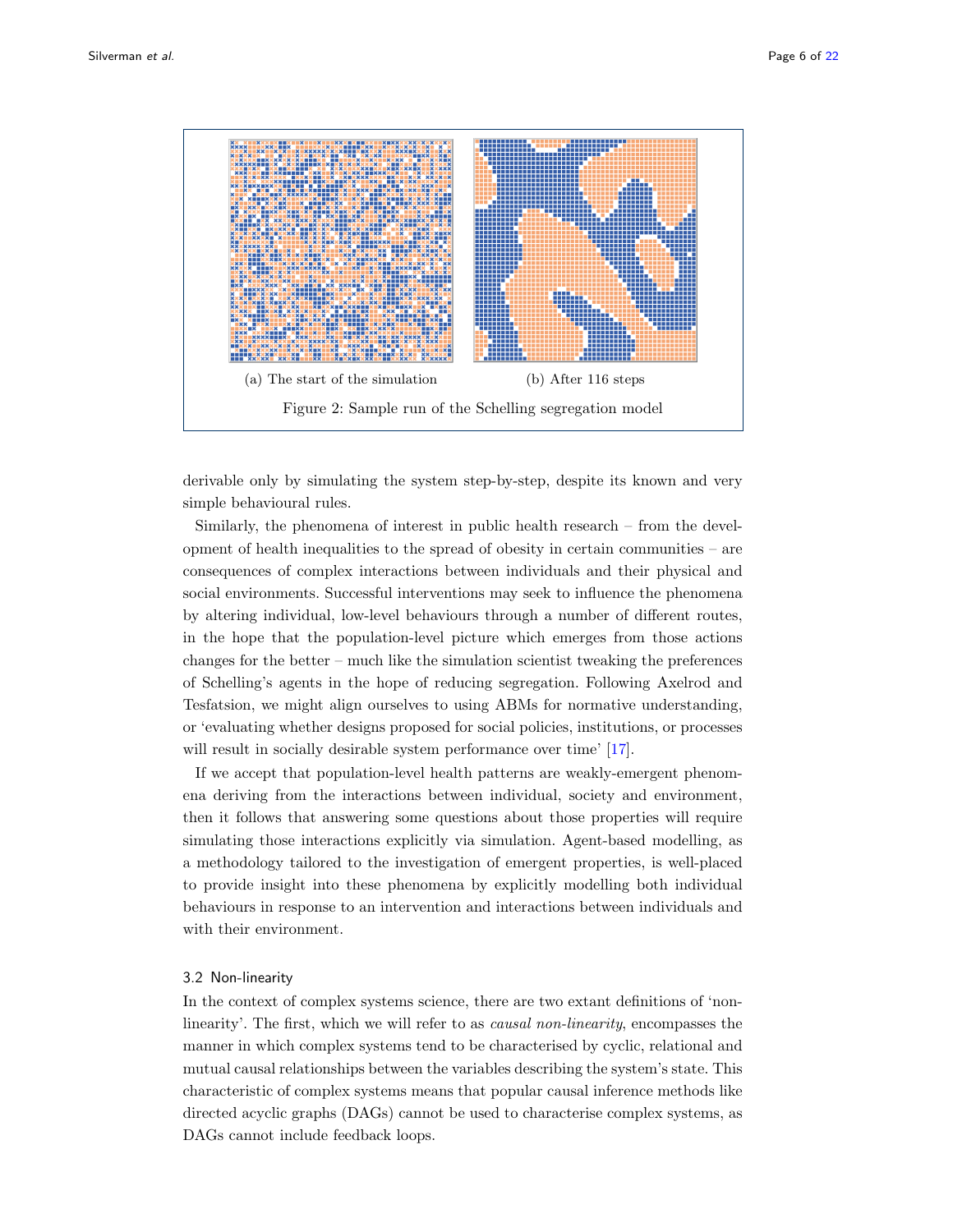(a) The start of the simulation

(b) After 116 steps

Figure 2: Sample run of the Schelling segregation model

derivable only by simulating the system step-by-step, despite its known and very simple behavioural rules.

Similarly, the phenomena of interest in public health research – from the development of health inequalities to the spread of obesity in certain communities – are consequences of complex interactions between individuals and their physical and social environments. Successful interventions may seek to influence the phenomena by altering individual, low-level behaviours through a number of different routes, in the hope that the population-level picture which emerges from those actions changes for the better – much like the simulation scientist tweaking the preferences of Schelling's agents in the hope of reducing segregation. Following Axelrod and Tesfatsion, we might align ourselves to using ABMs for normative understanding, or 'evaluating whether designs proposed for social policies, institutions, or processes will result in socially desirable system performance over time' [17].

If we accept that population-level health patterns are weakly-emergent phenomena deriving from the interactions between individual, society and environment, then it follows that answering some questions about those properties will require simulating those interactions explicitly via simulation. Agent-based modelling, as a methodology tailored to the investigation of emergent properties, is well-placed to provide insight into these phenomena by explicitly modelling both individual behaviours in response to an intervention and interactions between individuals and with their environment.

### 3.2 Non-linearity

In the context of complex systems science, there are two extant definitions of 'non-linearity'. The first, which we will refer to as *causal non-linearity*, encompasses the manner in which complex systems tend to be characterised by cyclic, relational and mutual causal relationships between the variables describing the system's state. This characteristic of complex systems means that popular causal inference methods like directed acyclic graphs (DAGs) cannot be used to characterise complex systems, as DAGs cannot include feedback loops.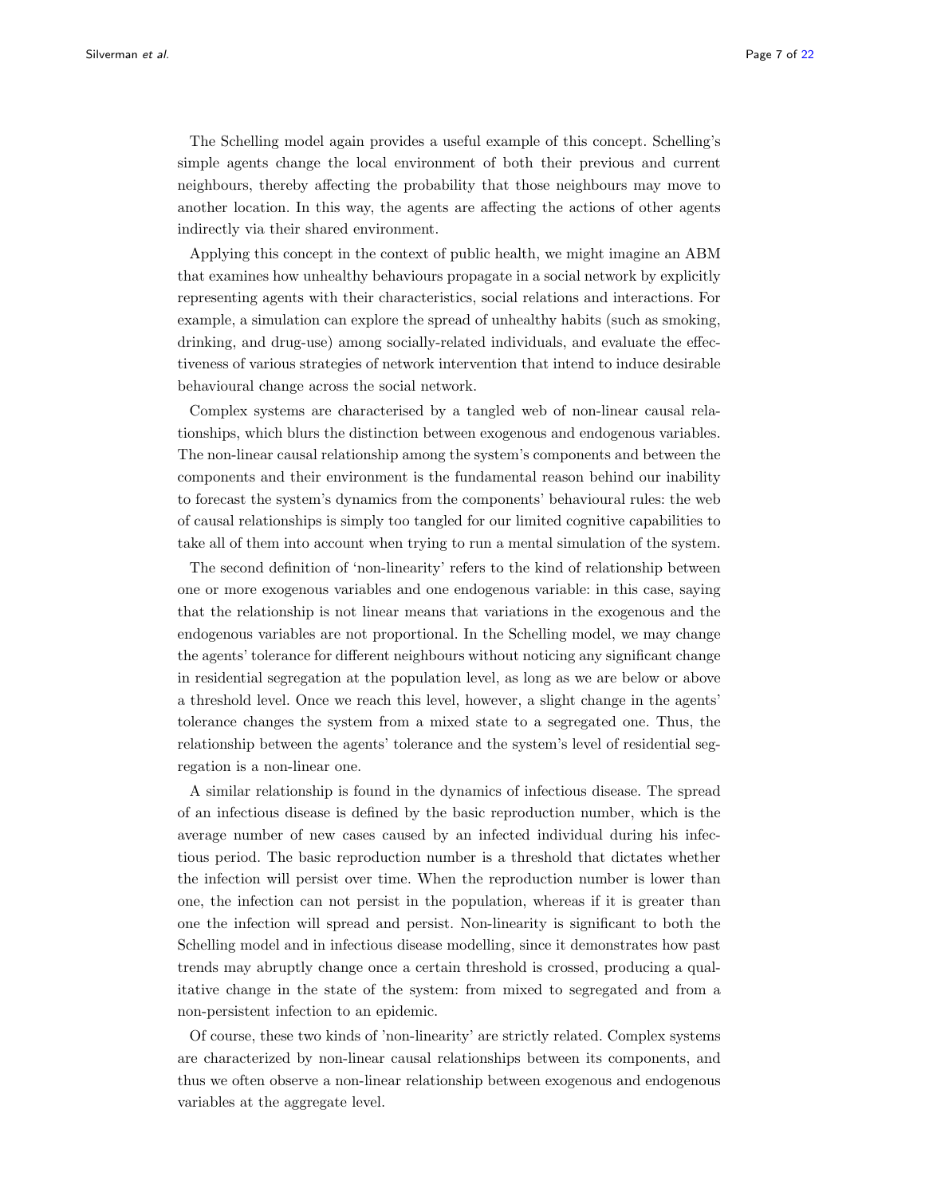The Schelling model again provides a useful example of this concept. Schelling's simple agents change the local environment of both their previous and current neighbours, thereby affecting the probability that those neighbours may move to another location. In this way, the agents are affecting the actions of other agents indirectly via their shared environment.

Applying this concept in the context of public health, we might imagine an ABM that examines how unhealthy behaviours propagate in a social network by explicitly representing agents with their characteristics, social relations and interactions. For example, a simulation can explore the spread of unhealthy habits (such as smoking, drinking, and drug-use) among socially-related individuals, and evaluate the effectiveness of various strategies of network intervention that intend to induce desirable behavioural change across the social network.

Complex systems are characterised by a tangled web of non-linear causal relationships, which blurs the distinction between exogenous and endogenous variables. The non-linear causal relationship among the system's components and between the components and their environment is the fundamental reason behind our inability to forecast the system's dynamics from the components' behavioural rules: the web of causal relationships is simply too tangled for our limited cognitive capabilities to take all of them into account when trying to run a mental simulation of the system.

The second definition of 'non-linearity' refers to the kind of relationship between one or more exogenous variables and one endogenous variable: in this case, saying that the relationship is not linear means that variations in the exogenous and the endogenous variables are not proportional. In the Schelling model, we may change the agents' tolerance for different neighbours without noticing any significant change in residential segregation at the population level, as long as we are below or above a threshold level. Once we reach this level, however, a slight change in the agents' tolerance changes the system from a mixed state to a segregated one. Thus, the relationship between the agents' tolerance and the system's level of residential segregation is a non-linear one.

A similar relationship is found in the dynamics of infectious disease. The spread of an infectious disease is defined by the basic reproduction number, which is the average number of new cases caused by an infected individual during his infectious period. The basic reproduction number is a threshold that dictates whether the infection will persist over time. When the reproduction number is lower than one, the infection can not persist in the population, whereas if it is greater than one the infection will spread and persist. Non-linearity is significant to both the Schelling model and in infectious disease modelling, since it demonstrates how past trends may abruptly change once a certain threshold is crossed, producing a qualitative change in the state of the system: from mixed to segregated and from a non-persistent infection to an epidemic.

Of course, these two kinds of 'non-linearity' are strictly related. Complex systems are characterized by non-linear causal relationships between its components, and thus we often observe a non-linear relationship between exogenous and endogenous variables at the aggregate level.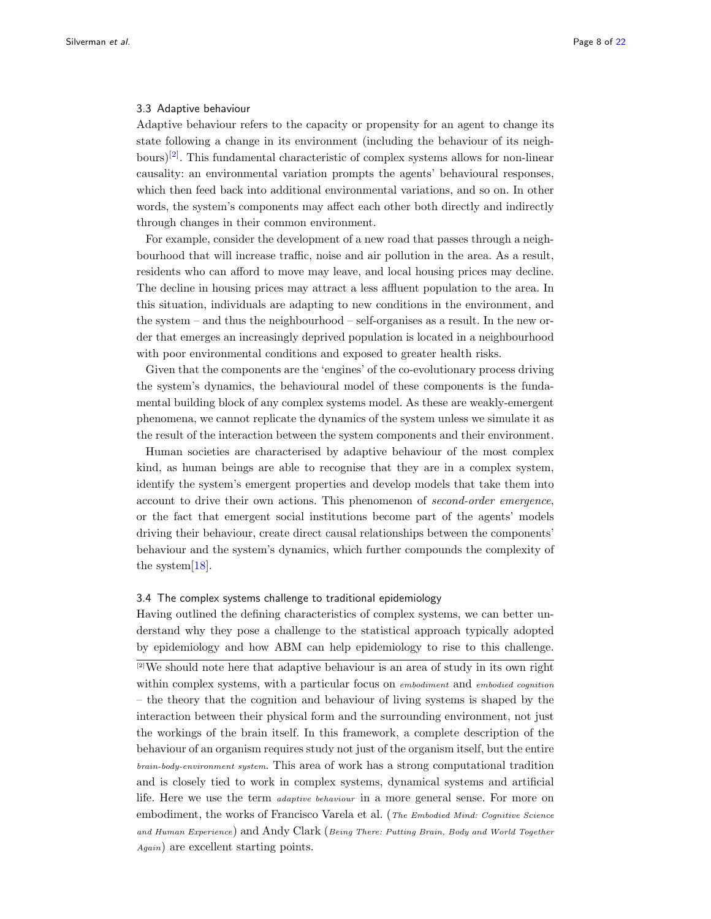### 3.3 Adaptive behaviour

Adaptive behaviour refers to the capacity or propensity for an agent to change its state following a change in its environment (including the behaviour of its neighbours)[2]. This fundamental characteristic of complex systems allows for non-linear causality: an environmental variation prompts the agents' behavioural responses, which then feed back into additional environmental variations, and so on. In other words, the system's components may affect each other both directly and indirectly through changes in their common environment.

For example, consider the development of a new road that passes through a neighbourhood that will increase traffic, noise and air pollution in the area. As a result, residents who can afford to move may leave, and local housing prices may decline. The decline in housing prices may attract a less affluent population to the area. In this situation, individuals are adapting to new conditions in the environment, and the system – and thus the neighbourhood – self-organises as a result. In the new order that emerges an increasingly deprived population is located in a neighbourhood with poor environmental conditions and exposed to greater health risks.

Given that the components are the 'engines' of the co-evolutionary process driving the system's dynamics, the behavioural model of these components is the fundamental building block of any complex systems model. As these are weakly-emergent phenomena, we cannot replicate the dynamics of the system unless we simulate it as the result of the interaction between the system components and their environment.

Human societies are characterised by adaptive behaviour of the most complex kind, as human beings are able to recognise that they are in a complex system, identify the system's emergent properties and develop models that take them into account to drive their own actions. This phenomenon of *second-order emergence*, or the fact that emergent social institutions become part of the agents' models driving their behaviour, create direct causal relationships between the components' behaviour and the system's dynamics, which further compounds the complexity of the system[18].

### 3.4 The complex systems challenge to traditional epidemiology

Having outlined the defining characteristics of complex systems, we can better understand why they pose a challenge to the statistical approach typically adopted by epidemiology and how ABM can help epidemiology to rise to this challenge.

[2] We should note here that adaptive behaviour is an area of study in its own right within complex systems, with a particular focus on *embodiment* and *embodied cognition* – the theory that the cognition and behaviour of living systems is shaped by the interaction between their physical form and the surrounding environment, not just the workings of the brain itself. In this framework, a complete description of the behaviour of an organism requires study not just of the organism itself, but the entire *brain-body-environment system*. This area of work has a strong computational tradition and is closely tied to work in complex systems, dynamical systems and artificial life. Here we use the term *adaptive behaviour* in a more general sense. For more on embodiment, the works of Francisco Varela et al. (*The Embodied Mind: Cognitive Science and Human Experience*) and Andy Clark (*Being There: Putting Brain, Body and World Together Again*) are excellent starting points.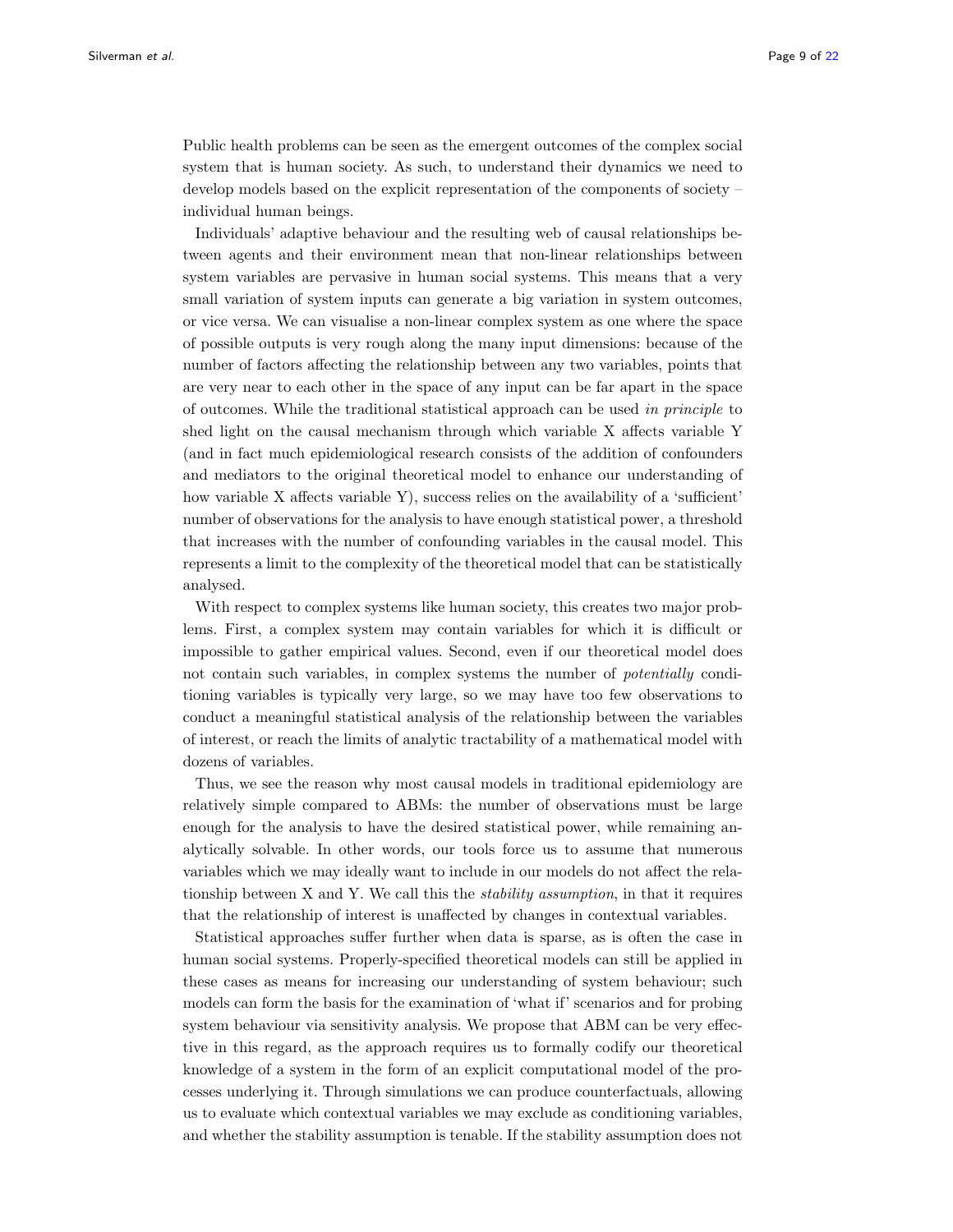Public health problems can be seen as the emergent outcomes of the complex social system that is human society. As such, to understand their dynamics we need to develop models based on the explicit representation of the components of society – individual human beings.

Individuals' adaptive behaviour and the resulting web of causal relationships between agents and their environment mean that non-linear relationships between system variables are pervasive in human social systems. This means that a very small variation of system inputs can generate a big variation in system outcomes, or vice versa. We can visualise a non-linear complex system as one where the space of possible outputs is very rough along the many input dimensions: because of the number of factors affecting the relationship between any two variables, points that are very near to each other in the space of any input can be far apart in the space of outcomes. While the traditional statistical approach can be used *in principle* to shed light on the causal mechanism through which variable X affects variable Y (and in fact much epidemiological research consists of the addition of confounders and mediators to the original theoretical model to enhance our understanding of how variable X affects variable Y), success relies on the availability of a 'sufficient' number of observations for the analysis to have enough statistical power, a threshold that increases with the number of confounding variables in the causal model. This represents a limit to the complexity of the theoretical model that can be statistically analysed.

With respect to complex systems like human society, this creates two major problems. First, a complex system may contain variables for which it is difficult or impossible to gather empirical values. Second, even if our theoretical model does not contain such variables, in complex systems the number of *potentially* conditioning variables is typically very large, so we may have too few observations to conduct a meaningful statistical analysis of the relationship between the variables of interest, or reach the limits of analytic tractability of a mathematical model with dozens of variables.

Thus, we see the reason why most causal models in traditional epidemiology are relatively simple compared to ABMs: the number of observations must be large enough for the analysis to have the desired statistical power, while remaining analytically solvable. In other words, our tools force us to assume that numerous variables which we may ideally want to include in our models do not affect the relationship between X and Y. We call this the *stability assumption*, in that it requires that the relationship of interest is unaffected by changes in contextual variables.

Statistical approaches suffer further when data is sparse, as is often the case in human social systems. Properly-specified theoretical models can still be applied in these cases as means for increasing our understanding of system behaviour; such models can form the basis for the examination of 'what if' scenarios and for probing system behaviour via sensitivity analysis. We propose that ABM can be very effective in this regard, as the approach requires us to formally codify our theoretical knowledge of a system in the form of an explicit computational model of the processes underlying it. Through simulations we can produce counterfactuals, allowing us to evaluate which contextual variables we may exclude as conditioning variables, and whether the stability assumption is tenable. If the stability assumption does not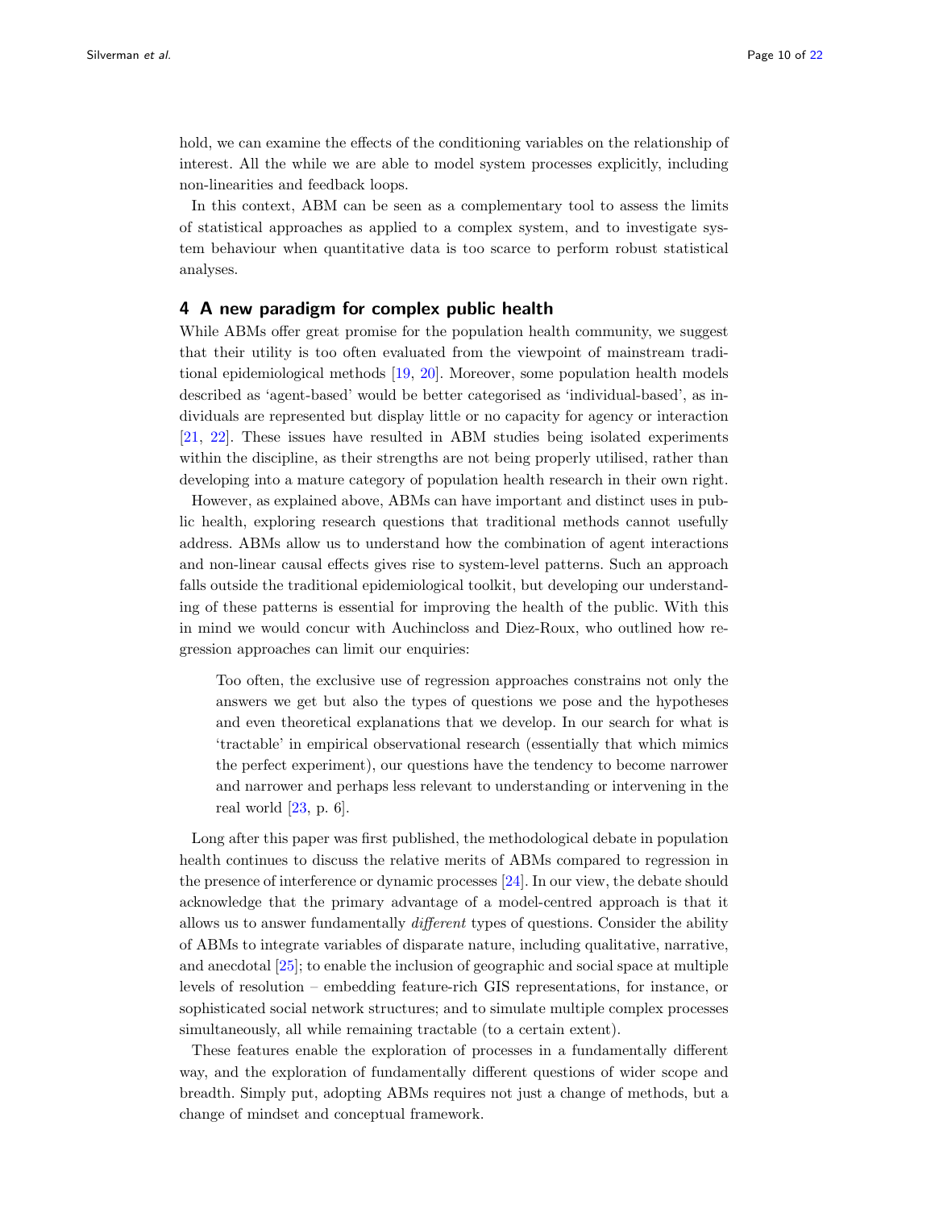hold, we can examine the effects of the conditioning variables on the relationship of interest. All the while we are able to model system processes explicitly, including non-linearities and feedback loops.

In this context, ABM can be seen as a complementary tool to assess the limits of statistical approaches as applied to a complex system, and to investigate system behaviour when quantitative data is too scarce to perform robust statistical analyses.

## 4 A new paradigm for complex public health

While ABMs offer great promise for the population health community, we suggest that their utility is too often evaluated from the viewpoint of mainstream traditional epidemiological methods [19, 20]. Moreover, some population health models described as 'agent-based' would be better categorised as 'individual-based', as individuals are represented but display little or no capacity for agency or interaction [21, 22]. These issues have resulted in ABM studies being isolated experiments within the discipline, as their strengths are not being properly utilised, rather than developing into a mature category of population health research in their own right.

However, as explained above, ABMs can have important and distinct uses in public health, exploring research questions that traditional methods cannot usefully address. ABMs allow us to understand how the combination of agent interactions and non-linear causal effects gives rise to system-level patterns. Such an approach falls outside the traditional epidemiological toolkit, but developing our understanding of these patterns is essential for improving the health of the public. With this in mind we would concur with Auchincloss and Diez-Roux, who outlined how regression approaches can limit our enquiries:

> Too often, the exclusive use of regression approaches constrains not only the answers we get but also the types of questions we pose and the hypotheses and even theoretical explanations that we develop. In our search for what is 'tractable' in empirical observational research (essentially that which mimics the perfect experiment), our questions have the tendency to become narrower and narrower and perhaps less relevant to understanding or intervening in the real world [23, p. 6].

Long after this paper was first published, the methodological debate in population health continues to discuss the relative merits of ABMs compared to regression in the presence of interference or dynamic processes [24]. In our view, the debate should acknowledge that the primary advantage of a model-centred approach is that it allows us to answer fundamentally *different* types of questions. Consider the ability of ABMs to integrate variables of disparate nature, including qualitative, narrative, and anecdotal [25]; to enable the inclusion of geographic and social space at multiple levels of resolution – embedding feature-rich GIS representations, for instance, or sophisticated social network structures; and to simulate multiple complex processes simultaneously, all while remaining tractable (to a certain extent).

These features enable the exploration of processes in a fundamentally different way, and the exploration of fundamentally different questions of wider scope and breadth. Simply put, adopting ABMs requires not just a change of methods, but a change of mindset and conceptual framework.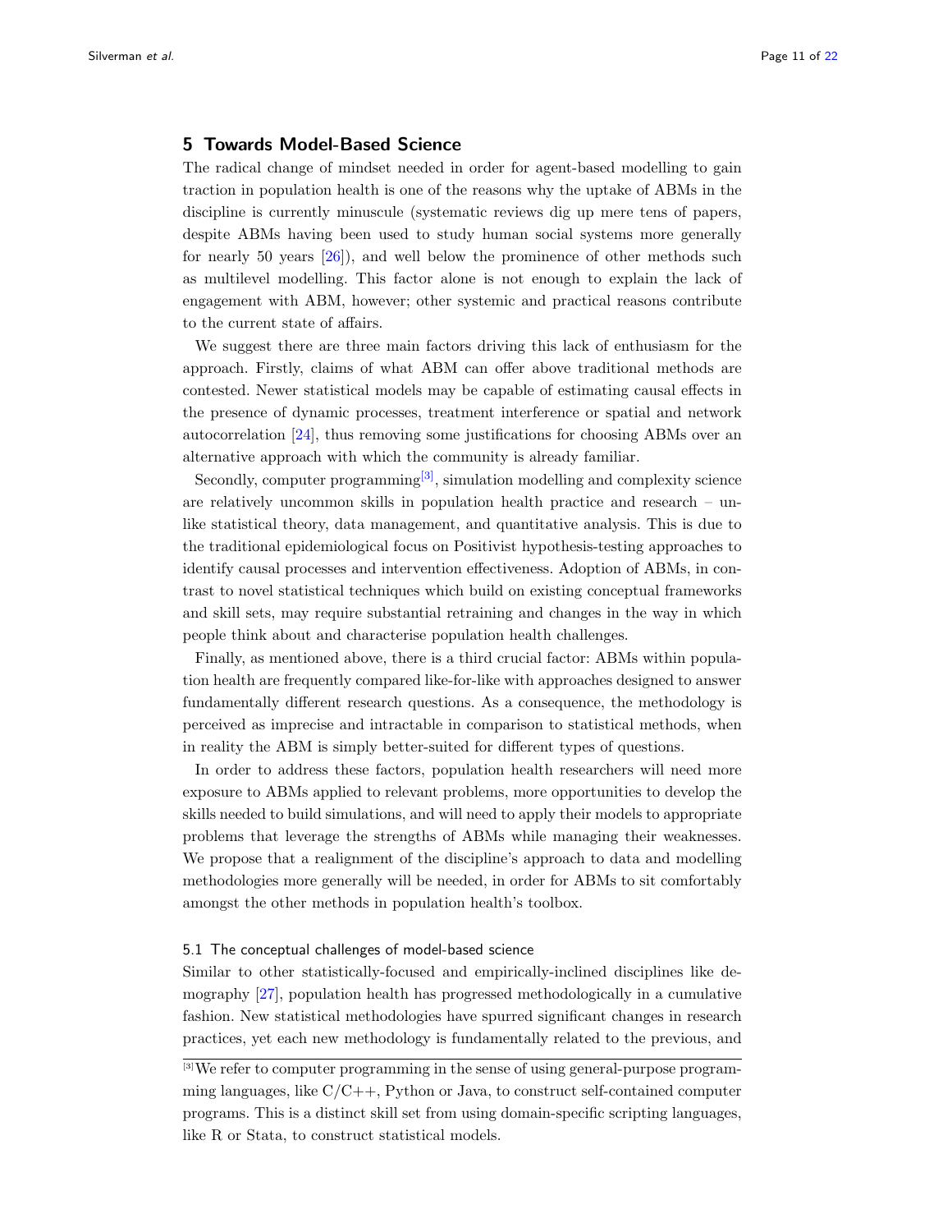## 5 Towards Model-Based Science

The radical change of mindset needed in order for agent-based modelling to gain traction in population health is one of the reasons why the uptake of ABMs in the discipline is currently minuscule (systematic reviews dig up mere tens of papers, despite ABMs having been used to study human social systems more generally for nearly 50 years [26]), and well below the prominence of other methods such as multilevel modelling. This factor alone is not enough to explain the lack of engagement with ABM, however; other systemic and practical reasons contribute to the current state of affairs.

We suggest there are three main factors driving this lack of enthusiasm for the approach. Firstly, claims of what ABM can offer above traditional methods are contested. Newer statistical models may be capable of estimating causal effects in the presence of dynamic processes, treatment interference or spatial and network autocorrelation [24], thus removing some justifications for choosing ABMs over an alternative approach with which the community is already familiar.

Secondly, computer programming[3], simulation modelling and complexity science are relatively uncommon skills in population health practice and research – unlike statistical theory, data management, and quantitative analysis. This is due to the traditional epidemiological focus on Positivist hypothesis-testing approaches to identify causal processes and intervention effectiveness. Adoption of ABMs, in contrast to novel statistical techniques which build on existing conceptual frameworks and skill sets, may require substantial retraining and changes in the way in which people think about and characterise population health challenges.

Finally, as mentioned above, there is a third crucial factor: ABMs within population health are frequently compared like-for-like with approaches designed to answer fundamentally different research questions. As a consequence, the methodology is perceived as imprecise and intractable in comparison to statistical methods, when in reality the ABM is simply better-suited for different types of questions.

In order to address these factors, population health researchers will need more exposure to ABMs applied to relevant problems, more opportunities to develop the skills needed to build simulations, and will need to apply their models to appropriate problems that leverage the strengths of ABMs while managing their weaknesses. We propose that a realignment of the discipline's approach to data and modelling methodologies more generally will be needed, in order for ABMs to sit comfortably amongst the other methods in population health's toolbox.

### 5.1 The conceptual challenges of model-based science

Similar to other statistically-focused and empirically-inclined disciplines like demography [27], population health has progressed methodologically in a cumulative fashion. New statistical methodologies have spurred significant changes in research practices, yet each new methodology is fundamentally related to the previous, and

[3] We refer to computer programming in the sense of using general-purpose programming languages, like C/C++, Python or Java, to construct self-contained computer programs. This is a distinct skill set from using domain-specific scripting languages, like R or Stata, to construct statistical models.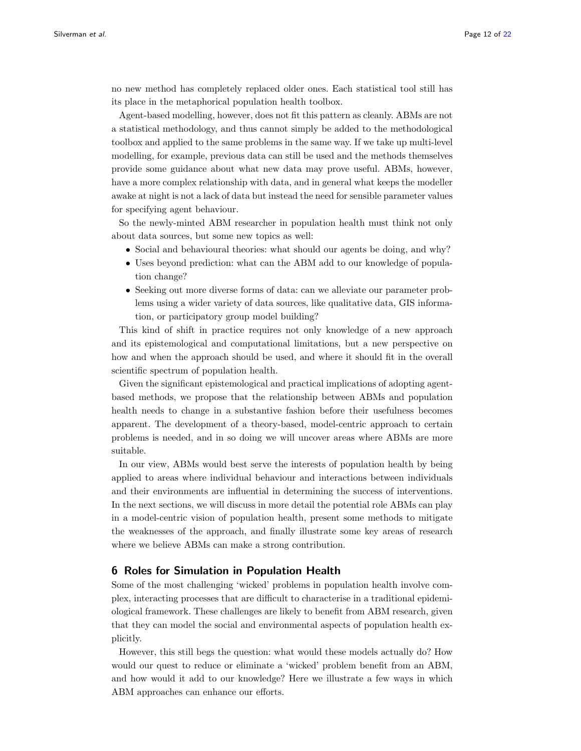no new method has completely replaced older ones. Each statistical tool still has its place in the metaphorical population health toolbox.

Agent-based modelling, however, does not fit this pattern as cleanly. ABMs are not a statistical methodology, and thus cannot simply be added to the methodological toolbox and applied to the same problems in the same way. If we take up multi-level modelling, for example, previous data can still be used and the methods themselves provide some guidance about what new data may prove useful. ABMs, however, have a more complex relationship with data, and in general what keeps the modeller awake at night is not a lack of data but instead the need for sensible parameter values for specifying agent behaviour.

So the newly-minted ABM researcher in population health must think not only about data sources, but some new topics as well:

- Social and behavioural theories: what should our agents be doing, and why?
- Uses beyond prediction: what can the ABM add to our knowledge of population change?
- Seeking out more diverse forms of data: can we alleviate our parameter problems using a wider variety of data sources, like qualitative data, GIS information, or participatory group model building?

This kind of shift in practice requires not only knowledge of a new approach and its epistemological and computational limitations, but a new perspective on how and when the approach should be used, and where it should fit in the overall scientific spectrum of population health.

Given the significant epistemological and practical implications of adopting agent-based methods, we propose that the relationship between ABMs and population health needs to change in a substantive fashion before their usefulness becomes apparent. The development of a theory-based, model-centric approach to certain problems is needed, and in so doing we will uncover areas where ABMs are more suitable.

In our view, ABMs would best serve the interests of population health by being applied to areas where individual behaviour and interactions between individuals and their environments are influential in determining the success of interventions. In the next sections, we will discuss in more detail the potential role ABMs can play in a model-centric vision of population health, present some methods to mitigate the weaknesses of the approach, and finally illustrate some key areas of research where we believe ABMs can make a strong contribution.

## 6 Roles for Simulation in Population Health

Some of the most challenging 'wicked' problems in population health involve complex, interacting processes that are difficult to characterise in a traditional epidemiological framework. These challenges are likely to benefit from ABM research, given that they can model the social and environmental aspects of population health explicitly.

However, this still begs the question: what would these models actually do? How would our quest to reduce or eliminate a 'wicked' problem benefit from an ABM, and how would it add to our knowledge? Here we illustrate a few ways in which ABM approaches can enhance our efforts.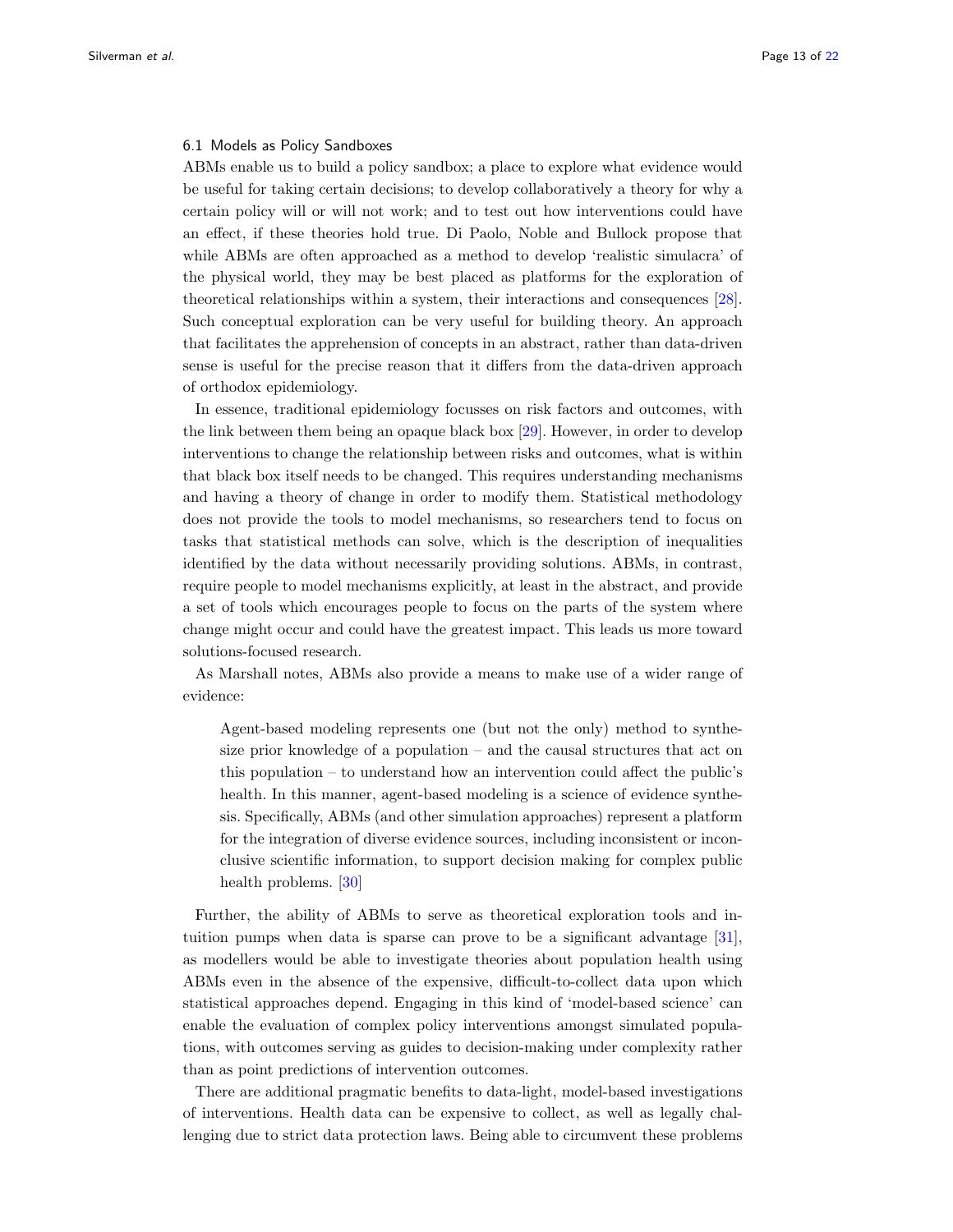### 6.1 Models as Policy Sandboxes

ABMs enable us to build a policy sandbox; a place to explore what evidence would be useful for taking certain decisions; to develop collaboratively a theory for why a certain policy will or will not work; and to test out how interventions could have an effect, if these theories hold true. Di Paolo, Noble and Bullock propose that while ABMs are often approached as a method to develop 'realistic simulacra' of the physical world, they may be best placed as platforms for the exploration of theoretical relationships within a system, their interactions and consequences [28]. Such conceptual exploration can be very useful for building theory. An approach that facilitates the apprehension of concepts in an abstract, rather than data-driven sense is useful for the precise reason that it differs from the data-driven approach of orthodox epidemiology.

In essence, traditional epidemiology focusses on risk factors and outcomes, with the link between them being an opaque black box [29]. However, in order to develop interventions to change the relationship between risks and outcomes, what is within that black box itself needs to be changed. This requires understanding mechanisms and having a theory of change in order to modify them. Statistical methodology does not provide the tools to model mechanisms, so researchers tend to focus on tasks that statistical methods can solve, which is the description of inequalities identified by the data without necessarily providing solutions. ABMs, in contrast, require people to model mechanisms explicitly, at least in the abstract, and provide a set of tools which encourages people to focus on the parts of the system where change might occur and could have the greatest impact. This leads us more toward solutions-focused research.

As Marshall notes, ABMs also provide a means to make use of a wider range of evidence:

> Agent-based modeling represents one (but not the only) method to synthesize prior knowledge of a population – and the causal structures that act on this population – to understand how an intervention could affect the public's health. In this manner, agent-based modeling is a science of evidence synthesis. Specifically, ABMs (and other simulation approaches) represent a platform for the integration of diverse evidence sources, including inconsistent or inconclusive scientific information, to support decision making for complex public health problems. [30]

Further, the ability of ABMs to serve as theoretical exploration tools and intuition pumps when data is sparse can prove to be a significant advantage [31], as modellers would be able to investigate theories about population health using ABMs even in the absence of the expensive, difficult-to-collect data upon which statistical approaches depend. Engaging in this kind of 'model-based science' can enable the evaluation of complex policy interventions amongst simulated populations, with outcomes serving as guides to decision-making under complexity rather than as point predictions of intervention outcomes.

There are additional pragmatic benefits to data-light, model-based investigations of interventions. Health data can be expensive to collect, as well as legally challenging due to strict data protection laws. Being able to circumvent these problems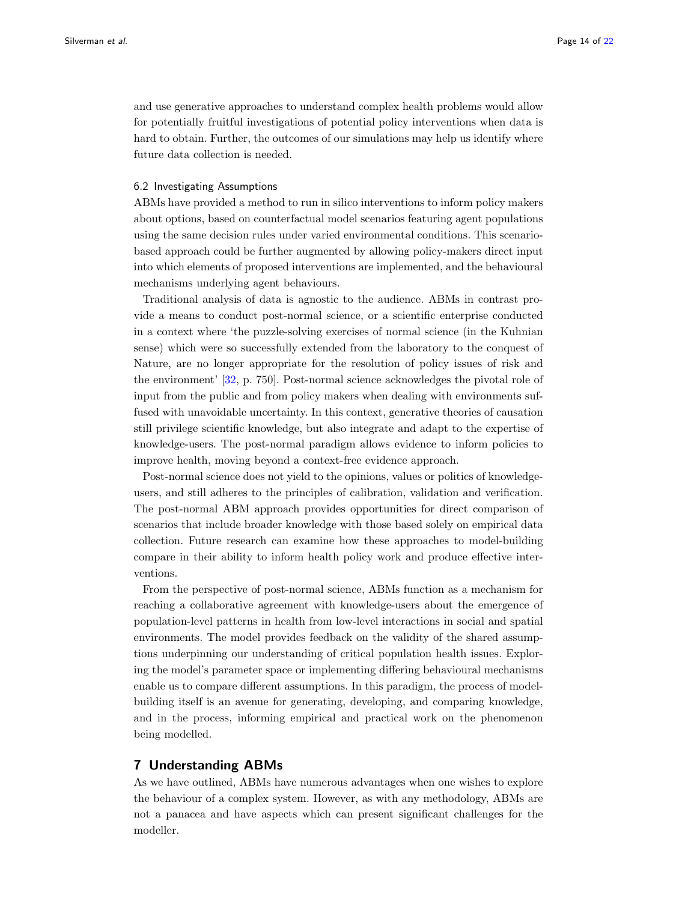and use generative approaches to understand complex health problems would allow for potentially fruitful investigations of potential policy interventions when data is hard to obtain. Further, the outcomes of our simulations may help us identify where future data collection is needed.

### 6.2 Investigating Assumptions

ABMs have provided a method to run in silico interventions to inform policy makers about options, based on counterfactual model scenarios featuring agent populations using the same decision rules under varied environmental conditions. This scenario-based approach could be further augmented by allowing policy-makers direct input into which elements of proposed interventions are implemented, and the behavioural mechanisms underlying agent behaviours.

Traditional analysis of data is agnostic to the audience. ABMs in contrast provide a means to conduct post-normal science, or a scientific enterprise conducted in a context where 'the puzzle-solving exercises of normal science (in the Kuhnian sense) which were so successfully extended from the laboratory to the conquest of Nature, are no longer appropriate for the resolution of policy issues of risk and the environment' [32, p. 750]. Post-normal science acknowledges the pivotal role of input from the public and from policy makers when dealing with environments suffused with unavoidable uncertainty. In this context, generative theories of causation still privilege scientific knowledge, but also integrate and adapt to the expertise of knowledge-users. The post-normal paradigm allows evidence to inform policies to improve health, moving beyond a context-free evidence approach.

Post-normal science does not yield to the opinions, values or politics of knowledge-users, and still adheres to the principles of calibration, validation and verification. The post-normal ABM approach provides opportunities for direct comparison of scenarios that include broader knowledge with those based solely on empirical data collection. Future research can examine how these approaches to model-building compare in their ability to inform health policy work and produce effective interventions.

From the perspective of post-normal science, ABMs function as a mechanism for reaching a collaborative agreement with knowledge-users about the emergence of population-level patterns in health from low-level interactions in social and spatial environments. The model provides feedback on the validity of the shared assumptions underpinning our understanding of critical population health issues. Exploring the model's parameter space or implementing differing behavioural mechanisms enable us to compare different assumptions. In this paradigm, the process of model-building itself is an avenue for generating, developing, and comparing knowledge, and in the process, informing empirical and practical work on the phenomenon being modelled.

## 7 Understanding ABMs

As we have outlined, ABMs have numerous advantages when one wishes to explore the behaviour of a complex system. However, as with any methodology, ABMs are not a panacea and have aspects which can present significant challenges for the modeller.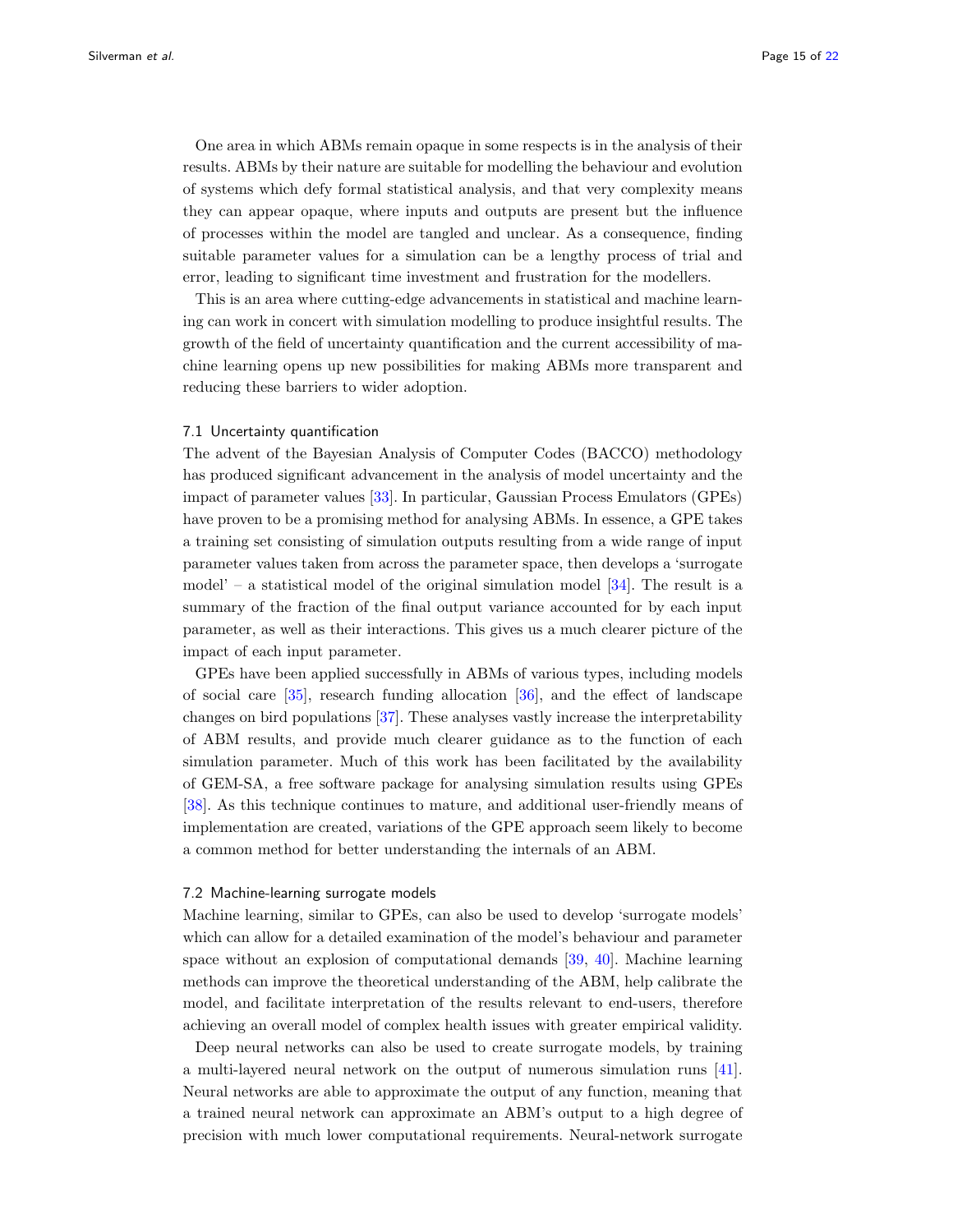One area in which ABMs remain opaque in some respects is in the analysis of their results. ABMs by their nature are suitable for modelling the behaviour and evolution of systems which defy formal statistical analysis, and that very complexity means they can appear opaque, where inputs and outputs are present but the influence of processes within the model are tangled and unclear. As a consequence, finding suitable parameter values for a simulation can be a lengthy process of trial and error, leading to significant time investment and frustration for the modellers.

This is an area where cutting-edge advancements in statistical and machine learning can work in concert with simulation modelling to produce insightful results. The growth of the field of uncertainty quantification and the current accessibility of machine learning opens up new possibilities for making ABMs more transparent and reducing these barriers to wider adoption.

### 7.1 Uncertainty quantification

The advent of the Bayesian Analysis of Computer Codes (BACCO) methodology has produced significant advancement in the analysis of model uncertainty and the impact of parameter values [33]. In particular, Gaussian Process Emulators (GPEs) have proven to be a promising method for analysing ABMs. In essence, a GPE takes a training set consisting of simulation outputs resulting from a wide range of input parameter values taken from across the parameter space, then develops a 'surrogate model' – a statistical model of the original simulation model [34]. The result is a summary of the fraction of the final output variance accounted for by each input parameter, as well as their interactions. This gives us a much clearer picture of the impact of each input parameter.

GPEs have been applied successfully in ABMs of various types, including models of social care [35], research funding allocation [36], and the effect of landscape changes on bird populations [37]. These analyses vastly increase the interpretability of ABM results, and provide much clearer guidance as to the function of each simulation parameter. Much of this work has been facilitated by the availability of GEM-SA, a free software package for analysing simulation results using GPEs [38]. As this technique continues to mature, and additional user-friendly means of implementation are created, variations of the GPE approach seem likely to become a common method for better understanding the internals of an ABM.

### 7.2 Machine-learning surrogate models

Machine learning, similar to GPEs, can also be used to develop 'surrogate models' which can allow for a detailed examination of the model's behaviour and parameter space without an explosion of computational demands [39, 40]. Machine learning methods can improve the theoretical understanding of the ABM, help calibrate the model, and facilitate interpretation of the results relevant to end-users, therefore achieving an overall model of complex health issues with greater empirical validity.

Deep neural networks can also be used to create surrogate models, by training a multi-layered neural network on the output of numerous simulation runs [41]. Neural networks are able to approximate the output of any function, meaning that a trained neural network can approximate an ABM's output to a high degree of precision with much lower computational requirements. Neural-network surrogate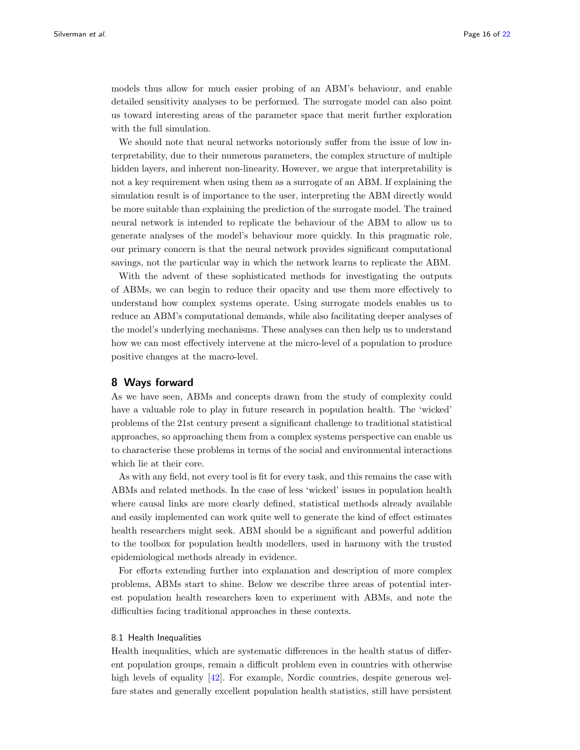models thus allow for much easier probing of an ABM's behaviour, and enable detailed sensitivity analyses to be performed. The surrogate model can also point us toward interesting areas of the parameter space that merit further exploration with the full simulation.

We should note that neural networks notoriously suffer from the issue of low interpretability, due to their numerous parameters, the complex structure of multiple hidden layers, and inherent non-linearity. However, we argue that interpretability is not a key requirement when using them as a surrogate of an ABM. If explaining the simulation result is of importance to the user, interpreting the ABM directly would be more suitable than explaining the prediction of the surrogate model. The trained neural network is intended to replicate the behaviour of the ABM to allow us to generate analyses of the model's behaviour more quickly. In this pragmatic role, our primary concern is that the neural network provides significant computational savings, not the particular way in which the network learns to replicate the ABM.

With the advent of these sophisticated methods for investigating the outputs of ABMs, we can begin to reduce their opacity and use them more effectively to understand how complex systems operate. Using surrogate models enables us to reduce an ABM's computational demands, while also facilitating deeper analyses of the model's underlying mechanisms. These analyses can then help us to understand how we can most effectively intervene at the micro-level of a population to produce positive changes at the macro-level.

## 8 Ways forward

As we have seen, ABMs and concepts drawn from the study of complexity could have a valuable role to play in future research in population health. The 'wicked' problems of the 21st century present a significant challenge to traditional statistical approaches, so approaching them from a complex systems perspective can enable us to characterise these problems in terms of the social and environmental interactions which lie at their core.

As with any field, not every tool is fit for every task, and this remains the case with ABMs and related methods. In the case of less 'wicked' issues in population health where causal links are more clearly defined, statistical methods already available and easily implemented can work quite well to generate the kind of effect estimates health researchers might seek. ABM should be a significant and powerful addition to the toolbox for population health modellers, used in harmony with the trusted epidemiological methods already in evidence.

For efforts extending further into explanation and description of more complex problems, ABMs start to shine. Below we describe three areas of potential interest population health researchers keen to experiment with ABMs, and note the difficulties facing traditional approaches in these contexts.

### 8.1 Health Inequalities

Health inequalities, which are systematic differences in the health status of different population groups, remain a difficult problem even in countries with otherwise high levels of equality [42]. For example, Nordic countries, despite generous welfare states and generally excellent population health statistics, still have persistent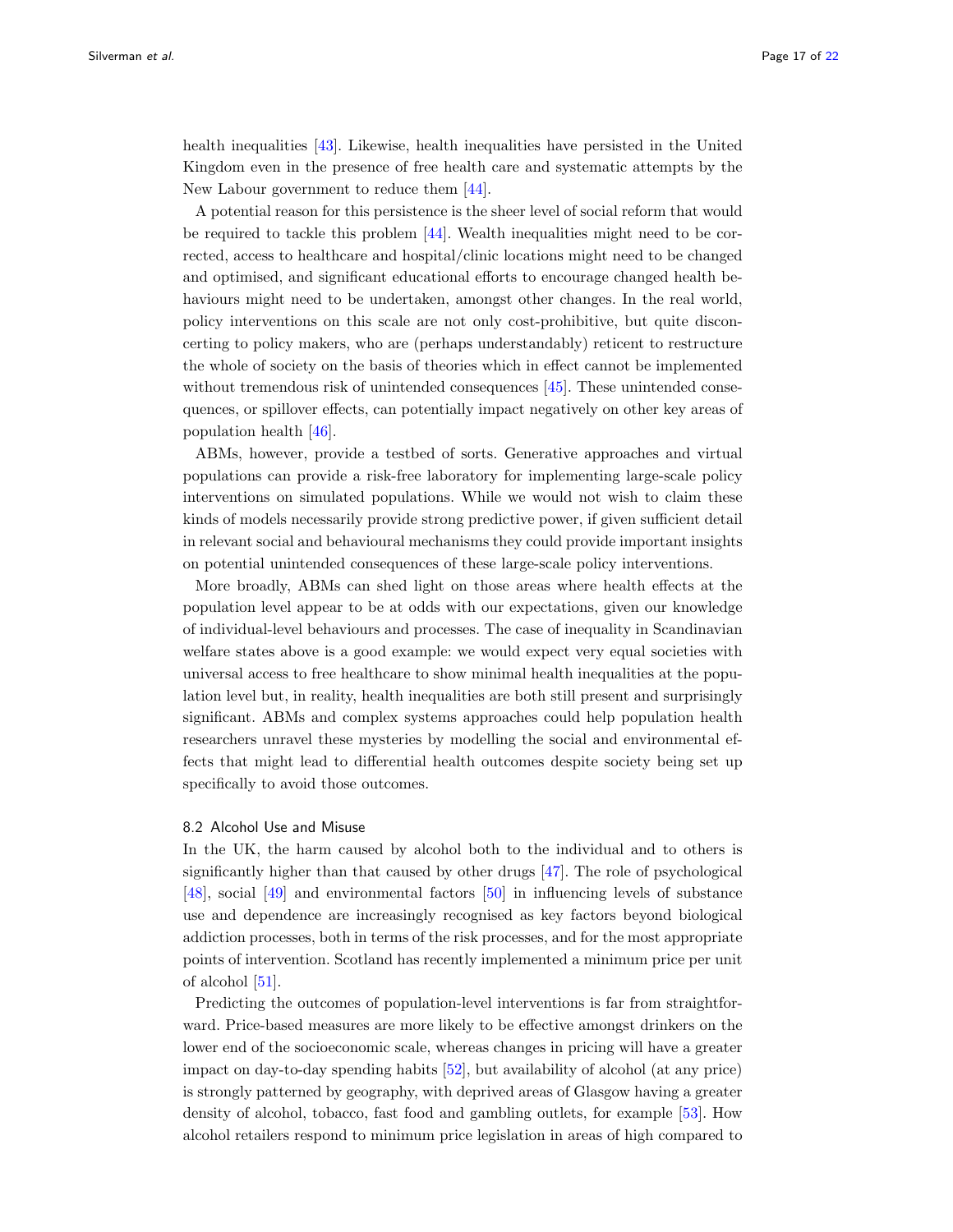health inequalities [43]. Likewise, health inequalities have persisted in the United Kingdom even in the presence of free health care and systematic attempts by the New Labour government to reduce them [44].

A potential reason for this persistence is the sheer level of social reform that would be required to tackle this problem [44]. Wealth inequalities might need to be corrected, access to healthcare and hospital/clinic locations might need to be changed and optimised, and significant educational efforts to encourage changed health behaviours might need to be undertaken, amongst other changes. In the real world, policy interventions on this scale are not only cost-prohibitive, but quite disconcerting to policy makers, who are (perhaps understandably) reticent to restructure the whole of society on the basis of theories which in effect cannot be implemented without tremendous risk of unintended consequences [45]. These unintended consequences, or spillover effects, can potentially impact negatively on other key areas of population health [46].

ABMs, however, provide a testbed of sorts. Generative approaches and virtual populations can provide a risk-free laboratory for implementing large-scale policy interventions on simulated populations. While we would not wish to claim these kinds of models necessarily provide strong predictive power, if given sufficient detail in relevant social and behavioural mechanisms they could provide important insights on potential unintended consequences of these large-scale policy interventions.

More broadly, ABMs can shed light on those areas where health effects at the population level appear to be at odds with our expectations, given our knowledge of individual-level behaviours and processes. The case of inequality in Scandinavian welfare states above is a good example: we would expect very equal societies with universal access to free healthcare to show minimal health inequalities at the population level but, in reality, health inequalities are both still present and surprisingly significant. ABMs and complex systems approaches could help population health researchers unravel these mysteries by modelling the social and environmental effects that might lead to differential health outcomes despite society being set up specifically to avoid those outcomes.

### 8.2 Alcohol Use and Misuse

In the UK, the harm caused by alcohol both to the individual and to others is significantly higher than that caused by other drugs [47]. The role of psychological [48], social [49] and environmental factors [50] in influencing levels of substance use and dependence are increasingly recognised as key factors beyond biological addiction processes, both in terms of the risk processes, and for the most appropriate points of intervention. Scotland has recently implemented a minimum price per unit of alcohol [51].

Predicting the outcomes of population-level interventions is far from straightforward. Price-based measures are more likely to be effective amongst drinkers on the lower end of the socioeconomic scale, whereas changes in pricing will have a greater impact on day-to-day spending habits [52], but availability of alcohol (at any price) is strongly patterned by geography, with deprived areas of Glasgow having a greater density of alcohol, tobacco, fast food and gambling outlets, for example [53]. How alcohol retailers respond to minimum price legislation in areas of high compared to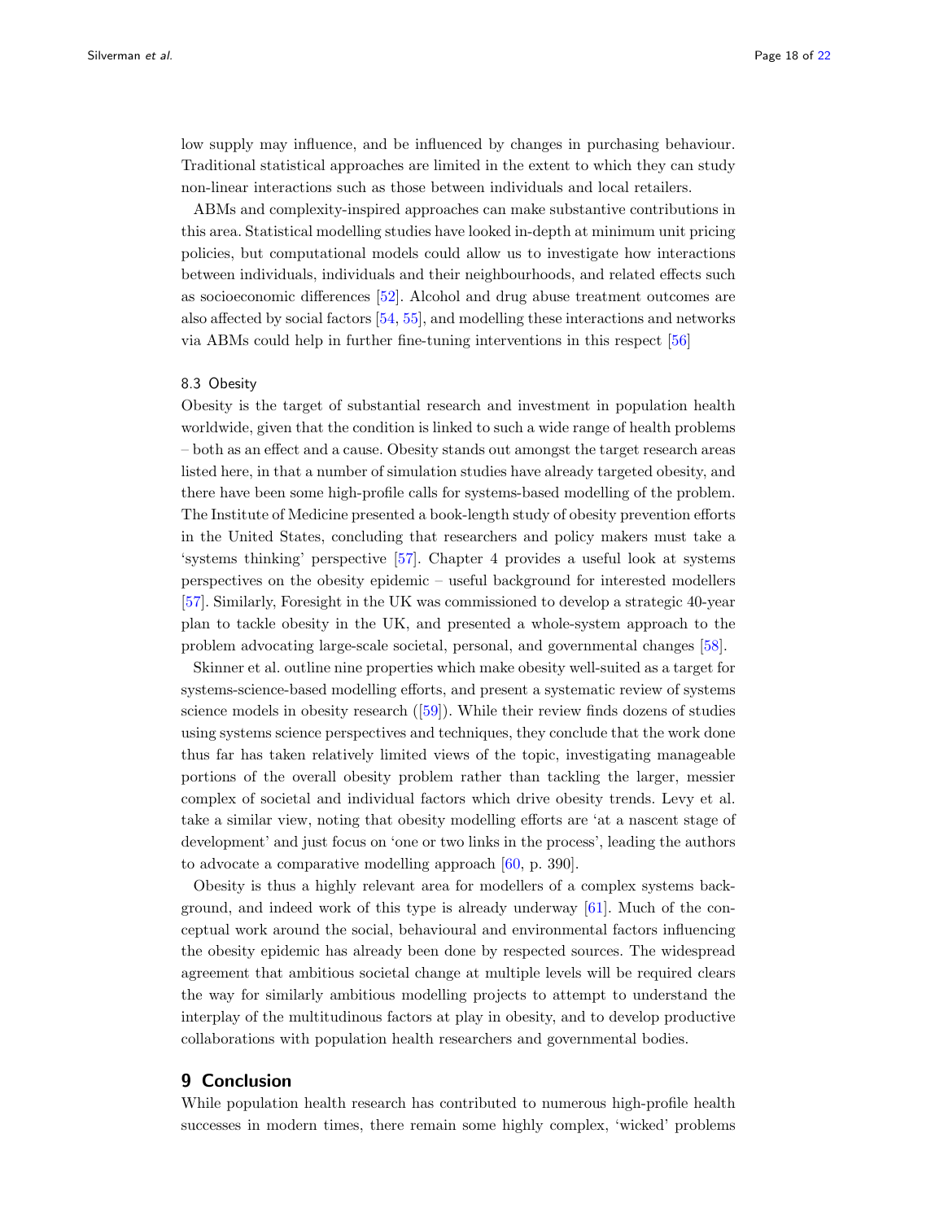low supply may influence, and be influenced by changes in purchasing behaviour. Traditional statistical approaches are limited in the extent to which they can study non-linear interactions such as those between individuals and local retailers.

ABMs and complexity-inspired approaches can make substantive contributions in this area. Statistical modelling studies have looked in-depth at minimum unit pricing policies, but computational models could allow us to investigate how interactions between individuals, individuals and their neighbourhoods, and related effects such as socioeconomic differences [52]. Alcohol and drug abuse treatment outcomes are also affected by social factors [54, 55], and modelling these interactions and networks via ABMs could help in further fine-tuning interventions in this respect [56]

### 8.3 Obesity

Obesity is the target of substantial research and investment in population health worldwide, given that the condition is linked to such a wide range of health problems – both as an effect and a cause. Obesity stands out amongst the target research areas listed here, in that a number of simulation studies have already targeted obesity, and there have been some high-profile calls for systems-based modelling of the problem. The Institute of Medicine presented a book-length study of obesity prevention efforts in the United States, concluding that researchers and policy makers must take a 'systems thinking' perspective [57]. Chapter 4 provides a useful look at systems perspectives on the obesity epidemic – useful background for interested modellers [57]. Similarly, Foresight in the UK was commissioned to develop a strategic 40-year plan to tackle obesity in the UK, and presented a whole-system approach to the problem advocating large-scale societal, personal, and governmental changes [58].

Skinner et al. outline nine properties which make obesity well-suited as a target for systems-science-based modelling efforts, and present a systematic review of systems science models in obesity research ([59]). While their review finds dozens of studies using systems science perspectives and techniques, they conclude that the work done thus far has taken relatively limited views of the topic, investigating manageable portions of the overall obesity problem rather than tackling the larger, messier complex of societal and individual factors which drive obesity trends. Levy et al. take a similar view, noting that obesity modelling efforts are 'at a nascent stage of development' and just focus on 'one or two links in the process', leading the authors to advocate a comparative modelling approach [60, p. 390].

Obesity is thus a highly relevant area for modellers of a complex systems background, and indeed work of this type is already underway [61]. Much of the conceptual work around the social, behavioural and environmental factors influencing the obesity epidemic has already been done by respected sources. The widespread agreement that ambitious societal change at multiple levels will be required clears the way for similarly ambitious modelling projects to attempt to understand the interplay of the multitudinous factors at play in obesity, and to develop productive collaborations with population health researchers and governmental bodies.

## 9 Conclusion

While population health research has contributed to numerous high-profile health successes in modern times, there remain some highly complex, 'wicked' problems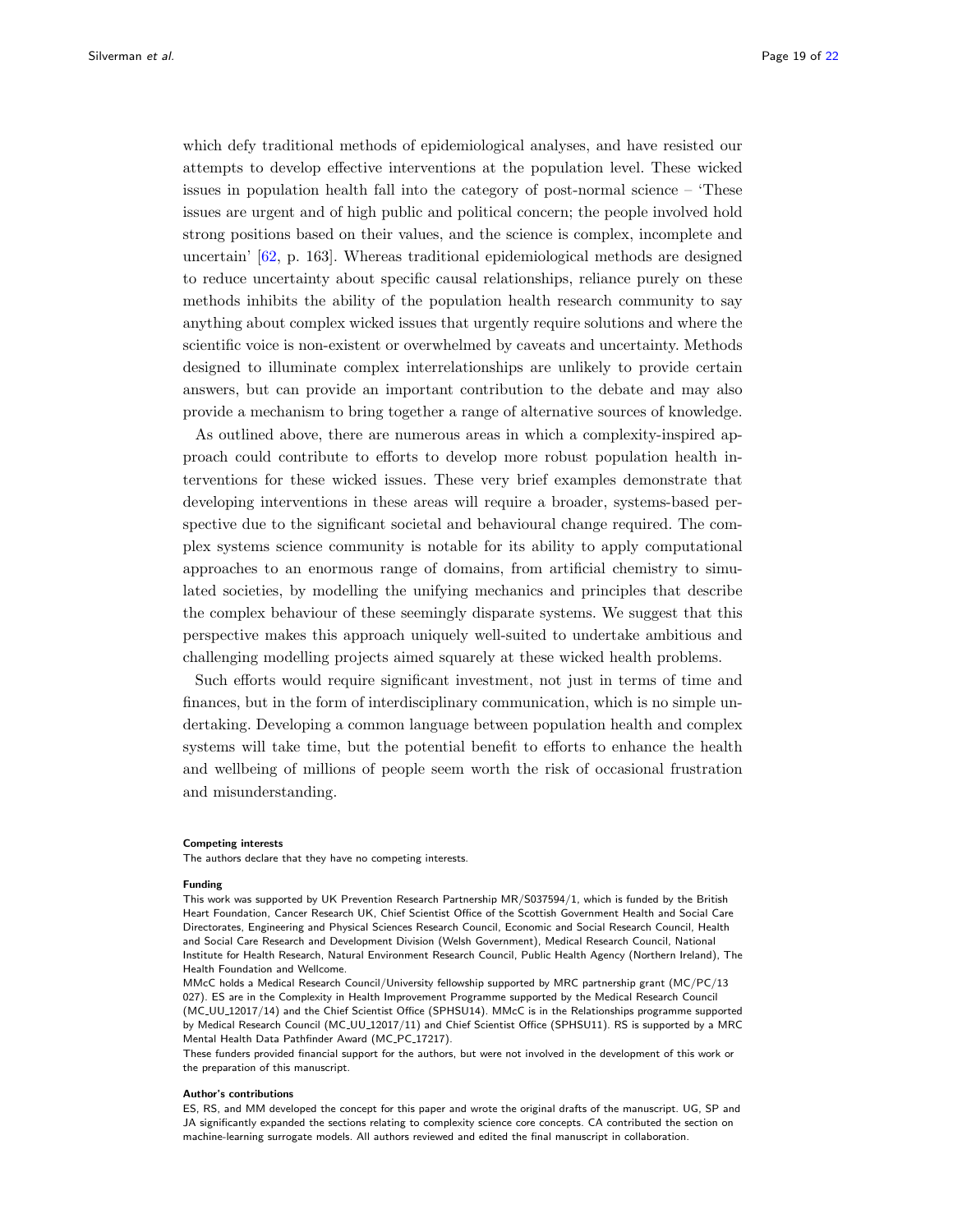which defy traditional methods of epidemiological analyses, and have resisted our attempts to develop effective interventions at the population level. These wicked issues in population health fall into the category of post-normal science – 'These issues are urgent and of high public and political concern; the people involved hold strong positions based on their values, and the science is complex, incomplete and uncertain' [62, p. 163]. Whereas traditional epidemiological methods are designed to reduce uncertainty about specific causal relationships, reliance purely on these methods inhibits the ability of the population health research community to say anything about complex wicked issues that urgently require solutions and where the scientific voice is non-existent or overwhelmed by caveats and uncertainty. Methods designed to illuminate complex interrelationships are unlikely to provide certain answers, but can provide an important contribution to the debate and may also provide a mechanism to bring together a range of alternative sources of knowledge.

As outlined above, there are numerous areas in which a complexity-inspired approach could contribute to efforts to develop more robust population health interventions for these wicked issues. These very brief examples demonstrate that developing interventions in these areas will require a broader, systems-based perspective due to the significant societal and behavioural change required. The complex systems science community is notable for its ability to apply computational approaches to an enormous range of domains, from artificial chemistry to simulated societies, by modelling the unifying mechanics and principles that describe the complex behaviour of these seemingly disparate systems. We suggest that this perspective makes this approach uniquely well-suited to undertake ambitious and challenging modelling projects aimed squarely at these wicked health problems.

Such efforts would require significant investment, not just in terms of time and finances, but in the form of interdisciplinary communication, which is no simple undertaking. Developing a common language between population health and complex systems will take time, but the potential benefit to efforts to enhance the health and wellbeing of millions of people seem worth the risk of occasional frustration and misunderstanding.

#### Competing interests

The authors declare that they have no competing interests.

#### Funding

This work was supported by UK Prevention Research Partnership MR/S037594/1, which is funded by the British Heart Foundation, Cancer Research UK, Chief Scientist Office of the Scottish Government Health and Social Care Directorates, Engineering and Physical Sciences Research Council, Economic and Social Research Council, Health and Social Care Research and Development Division (Welsh Government), Medical Research Council, National Institute for Health Research, Natural Environment Research Council, Public Health Agency (Northern Ireland), The Health Foundation and Wellcome.

MMcC holds a Medical Research Council/University fellowship supported by MRC partnership grant (MC/PC/13 027). ES are in the Complexity in Health Improvement Programme supported by the Medical Research Council (MC_UU_12017/14) and the Chief Scientist Office (SPHSU14). MMcC is in the Relationships programme supported by Medical Research Council (MC_UU_12017/11) and Chief Scientist Office (SPHSU11). RS is supported by a MRC Mental Health Data Pathfinder Award (MC_PC_17217).

These funders provided financial support for the authors, but were not involved in the development of this work or the preparation of this manuscript.

#### Author's contributions

ES, RS, and MM developed the concept for this paper and wrote the original drafts of the manuscript. UG, SP and JA significantly expanded the sections relating to complexity science core concepts. CA contributed the section on machine-learning surrogate models. All authors reviewed and edited the final manuscript in collaboration.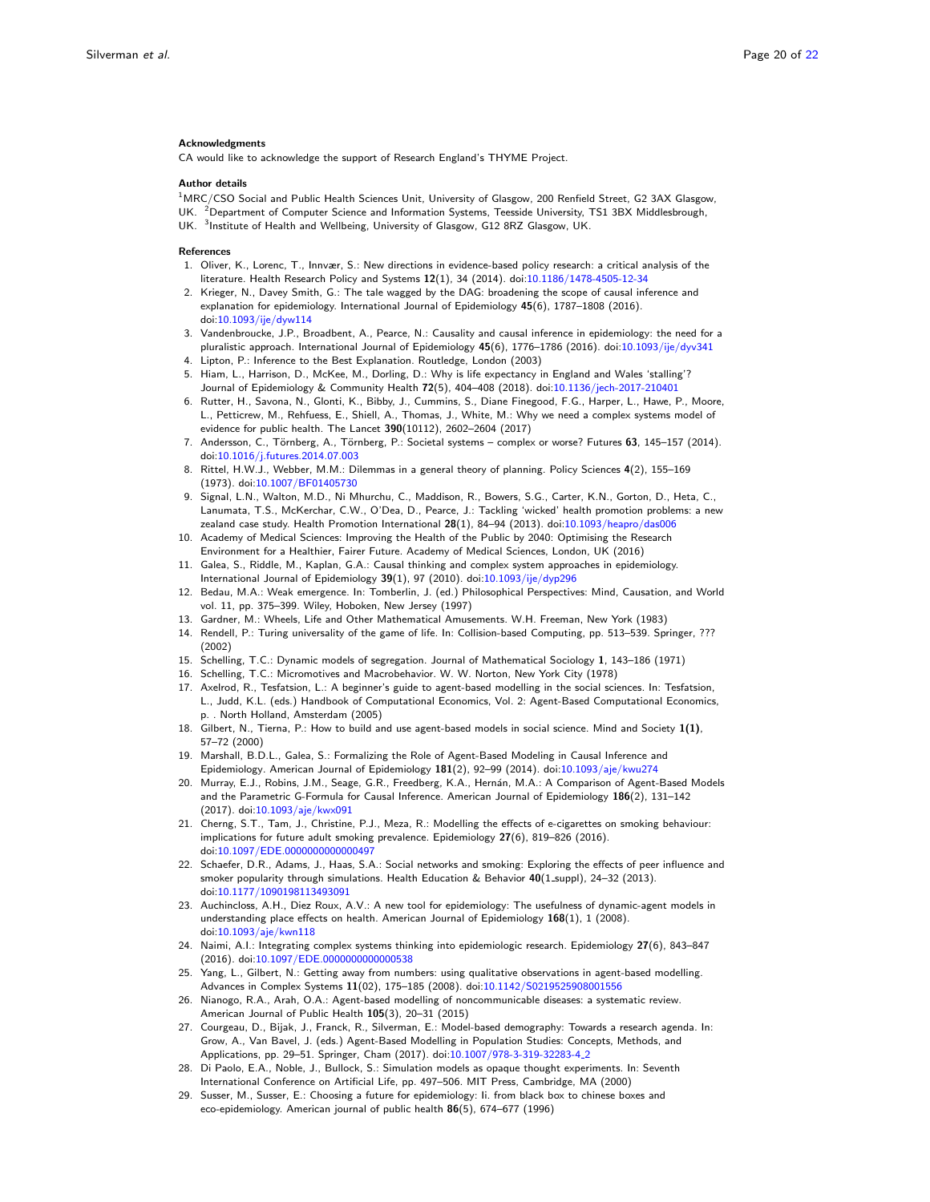### Acknowledgments

CA would like to acknowledge the support of Research England's THYME Project.

### Author details

[1]MRC/CSO Social and Public Health Sciences Unit, University of Glasgow, 200 Renfield Street, G2 3AX Glasgow, UK. [2]Department of Computer Science and Information Systems, Teesside University, TS1 3BX Middlesbrough, UK. [3]Institute of Health and Wellbeing, University of Glasgow, G12 8RZ Glasgow, UK.

### References

1. Oliver, K., Lorenc, T., Innvær, S.: New directions in evidence-based policy research: a critical analysis of the literature. Health Research Policy and Systems **12**(1), 34 (2014). doi:10.1186/1478-4505-12-34
2. Krieger, N., Davey Smith, G.: The tale wagged by the DAG: broadening the scope of causal inference and explanation for epidemiology. International Journal of Epidemiology **45**(6), 1787–1808 (2016). doi:10.1093/ije/dyw114
3. Vandenbroucke, J.P., Broadbent, A., Pearce, N.: Causality and causal inference in epidemiology: the need for a pluralistic approach. International Journal of Epidemiology **45**(6), 1776–1786 (2016). doi:10.1093/ije/dyv341
4. Lipton, P.: Inference to the Best Explanation. Routledge, London (2003)
5. Hiam, L., Harrison, D., McKee, M., Dorling, D.: Why is life expectancy in England and Wales 'stalling'? Journal of Epidemiology & Community Health **72**(5), 404–408 (2018). doi:10.1136/jech-2017-210401
6. Rutter, H., Savona, N., Glonti, K., Bibby, J., Cummins, S., Diane Finegood, F.G., Harper, L., Hawe, P., Moore, L., Petticrew, M., Rehfuess, E., Shiell, A., Thomas, J., White, M.: Why we need a complex systems model of evidence for public health. The Lancet **390**(10112), 2602–2604 (2017)
7. Andersson, C., Törnberg, A., Törnberg, P.: Societal systems – complex or worse? Futures **63**, 145–157 (2014). doi:10.1016/j.futures.2014.07.003
8. Rittel, H.W.J., Webber, M.M.: Dilemmas in a general theory of planning. Policy Sciences **4**(2), 155–169 (1973). doi:10.1007/BF01405730
9. Signal, L.N., Walton, M.D., Ni Mhurchu, C., Maddison, R., Bowers, S.G., Carter, K.N., Gorton, D., Heta, C., Lanumata, T.S., McKerchar, C.W., O'Dea, D., Pearce, J.: Tackling 'wicked' health promotion problems: a new zealand case study. Health Promotion International **28**(1), 84–94 (2013). doi:10.1093/heapro/das006
10. Academy of Medical Sciences: Improving the Health of the Public by 2040: Optimising the Research Environment for a Healthier, Fairer Future. Academy of Medical Sciences, London, UK (2016)
11. Galea, S., Riddle, M., Kaplan, G.A.: Causal thinking and complex system approaches in epidemiology. International Journal of Epidemiology **39**(1), 97 (2010). doi:10.1093/ije/dyp296
12. Bedau, M.A.: Weak emergence. In: Tomberlin, J. (ed.) Philosophical Perspectives: Mind, Causation, and World vol. 11, pp. 375–399. Wiley, Hoboken, New Jersey (1997)
13. Gardner, M.: Wheels, Life and Other Mathematical Amusements. W.H. Freeman, New York (1983)
14. Rendell, P.: Turing universality of the game of life. In: Collision-based Computing, pp. 513–539. Springer, ??? (2002)
15. Schelling, T.C.: Dynamic models of segregation. Journal of Mathematical Sociology **1**, 143–186 (1971)
16. Schelling, T.C.: Micromotives and Macrobehavior. W. W. Norton, New York City (1978)
17. Axelrod, R., Tesfatsion, L.: A beginner's guide to agent-based modelling in the social sciences. In: Tesfatsion, L., Judd, K.L. (eds.) Handbook of Computational Economics, Vol. 2: Agent-Based Computational Economics, p. . North Holland, Amsterdam (2005)
18. Gilbert, N., Tierna, P.: How to build and use agent-based models in social science. Mind and Society **1(1)**, 57–72 (2000)
19. Marshall, B.D.L., Galea, S.: Formalizing the Role of Agent-Based Modeling in Causal Inference and Epidemiology. American Journal of Epidemiology **181**(2), 92–99 (2014). doi:10.1093/aje/kwu274
20. Murray, E.J., Robins, J.M., Seage, G.R., Freedberg, K.A., Hernán, M.A.: A Comparison of Agent-Based Models and the Parametric G-Formula for Causal Inference. American Journal of Epidemiology **186**(2), 131–142 (2017). doi:10.1093/aje/kwx091
21. Cherng, S.T., Tam, J., Christine, P.J., Meza, R.: Modelling the effects of e-cigarettes on smoking behaviour: implications for future adult smoking prevalence. Epidemiology **27**(6), 819–826 (2016). doi:10.1097/EDE.0000000000000497
22. Schaefer, D.R., Adams, J., Haas, S.A.: Social networks and smoking: Exploring the effects of peer influence and smoker popularity through simulations. Health Education & Behavior **40**(1_suppl), 24–32 (2013). doi:10.1177/1090198113493091
23. Auchincloss, A.H., Diez Roux, A.V.: A new tool for epidemiology: The usefulness of dynamic-agent models in understanding place effects on health. American Journal of Epidemiology **168**(1), 1 (2008). doi:10.1093/aje/kwn118
24. Naimi, A.I.: Integrating complex systems thinking into epidemiologic research. Epidemiology **27**(6), 843–847 (2016). doi:10.1097/EDE.0000000000000538
25. Yang, L., Gilbert, N.: Getting away from numbers: using qualitative observations in agent-based modelling. Advances in Complex Systems **11**(02), 175–185 (2008). doi:10.1142/S0219525908001556
26. Nianogo, R.A., Arah, O.A.: Agent-based modelling of noncommunicable diseases: a systematic review. American Journal of Public Health **105**(3), 20–31 (2015)
27. Courgeau, D., Bijak, J., Franck, R., Silverman, E.: Model-based demography: Towards a research agenda. In: Grow, A., Van Bavel, J. (eds.) Agent-Based Modelling in Population Studies: Concepts, Methods, and Applications, pp. 29–51. Springer, Cham (2017). doi:10.1007/978-3-319-32283-4_2
28. Di Paolo, E.A., Noble, J., Bullock, S.: Simulation models as opaque thought experiments. In: Seventh International Conference on Artificial Life, pp. 497–506. MIT Press, Cambridge, MA (2000)
29. Susser, M., Susser, E.: Choosing a future for epidemiology: Ii. from black box to chinese boxes and eco-epidemiology. American journal of public health **86**(5), 674–677 (1996)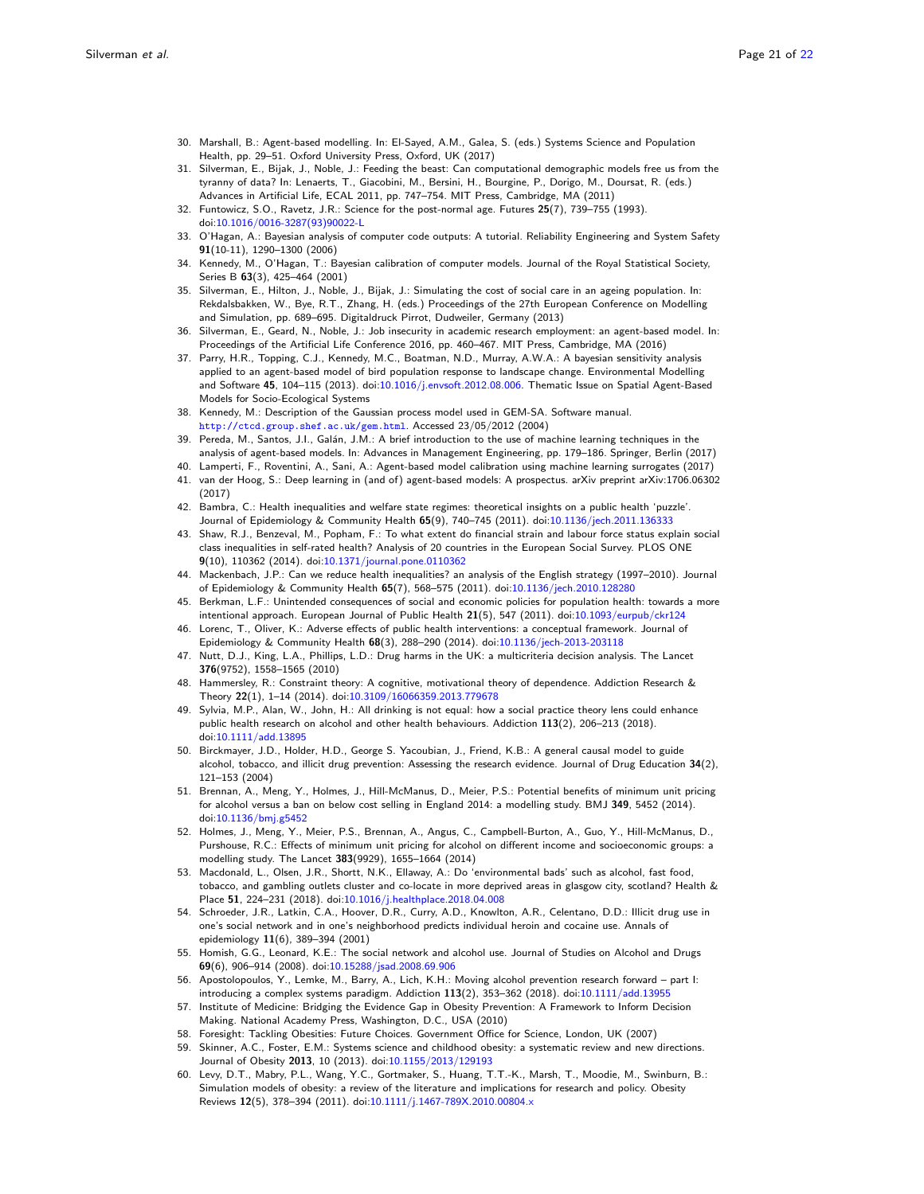30. Marshall, B.: Agent-based modelling. In: El-Sayed, A.M., Galea, S. (eds.) Systems Science and Population Health, pp. 29–51. Oxford University Press, Oxford, UK (2017)
31. Silverman, E., Bijak, J., Noble, J.: Feeding the beast: Can computational demographic models free us from the tyranny of data? In: Lenaerts, T., Giacobini, M., Bersini, H., Bourgine, P., Dorigo, M., Doursat, R. (eds.) Advances in Artificial Life, ECAL 2011, pp. 747–754. MIT Press, Cambridge, MA (2011)
32. Funtowicz, S.O., Ravetz, J.R.: Science for the post-normal age. Futures **25**(7), 739–755 (1993). doi:10.1016/0016-3287(93)90022-L
33. O'Hagan, A.: Bayesian analysis of computer code outputs: A tutorial. Reliability Engineering and System Safety **91**(10-11), 1290–1300 (2006)
34. Kennedy, M., O'Hagan, T.: Bayesian calibration of computer models. Journal of the Royal Statistical Society, Series B **63**(3), 425–464 (2001)
35. Silverman, E., Hilton, J., Noble, J., Bijak, J.: Simulating the cost of social care in an ageing population. In: Rekdalsbakken, W., Bye, R.T., Zhang, H. (eds.) Proceedings of the 27th European Conference on Modelling and Simulation, pp. 689–695. Digitaldruck Pirrot, Dudweiler, Germany (2013)
36. Silverman, E., Geard, N., Noble, J.: Job insecurity in academic research employment: an agent-based model. In: Proceedings of the Artificial Life Conference 2016, pp. 460–467. MIT Press, Cambridge, MA (2016)
37. Parry, H.R., Topping, C.J., Kennedy, M.C., Boatman, N.D., Murray, A.W.A.: A bayesian sensitivity analysis applied to an agent-based model of bird population response to landscape change. Environmental Modelling and Software **45**, 104–115 (2013). doi:10.1016/j.envsoft.2012.08.006. Thematic Issue on Spatial Agent-Based Models for Socio-Ecological Systems
38. Kennedy, M.: Description of the Gaussian process model used in GEM-SA. Software manual. http://ctcd.group.shef.ac.uk/gem.html. Accessed 23/05/2012 (2004)
39. Pereda, M., Santos, J.I., Galán, J.M.: A brief introduction to the use of machine learning techniques in the analysis of agent-based models. In: Advances in Management Engineering, pp. 179–186. Springer, Berlin (2017)
40. Lamperti, F., Roventini, A., Sani, A.: Agent-based model calibration using machine learning surrogates (2017)
41. van der Hoog, S.: Deep learning in (and of) agent-based models: A prospectus. arXiv preprint arXiv:1706.06302 (2017)
42. Bambra, C.: Health inequalities and welfare state regimes: theoretical insights on a public health 'puzzle'. Journal of Epidemiology & Community Health **65**(9), 740–745 (2011). doi:10.1136/jech.2011.136333
43. Shaw, R.J., Benzeval, M., Popham, F.: To what extent do financial strain and labour force status explain social class inequalities in self-rated health? Analysis of 20 countries in the European Social Survey. PLOS ONE **9**(10), 110362 (2014). doi:10.1371/journal.pone.0110362
44. Mackenbach, J.P.: Can we reduce health inequalities? an analysis of the English strategy (1997–2010). Journal of Epidemiology & Community Health **65**(7), 568–575 (2011). doi:10.1136/jech.2010.128280
45. Berkman, L.F.: Unintended consequences of social and economic policies for population health: towards a more intentional approach. European Journal of Public Health **21**(5), 547 (2011). doi:10.1093/eurpub/ckr124
46. Lorenc, T., Oliver, K.: Adverse effects of public health interventions: a conceptual framework. Journal of Epidemiology & Community Health **68**(3), 288–290 (2014). doi:10.1136/jech-2013-203118
47. Nutt, D.J., King, L.A., Phillips, L.D.: Drug harms in the UK: a multicriteria decision analysis. The Lancet **376**(9752), 1558–1565 (2010)
48. Hammersley, R.: Constraint theory: A cognitive, motivational theory of dependence. Addiction Research & Theory **22**(1), 1–14 (2014). doi:10.3109/16066359.2013.779678
49. Sylvia, M.P., Alan, W., John, H.: All drinking is not equal: how a social practice theory lens could enhance public health research on alcohol and other health behaviours. Addiction **113**(2), 206–213 (2018). doi:10.1111/add.13895
50. Birckmayer, J.D., Holder, H.D., George S. Yacoubian, J., Friend, K.B.: A general causal model to guide alcohol, tobacco, and illicit drug prevention: Assessing the research evidence. Journal of Drug Education **34**(2), 121–153 (2004)
51. Brennan, A., Meng, Y., Holmes, J., Hill-McManus, D., Meier, P.S.: Potential benefits of minimum unit pricing for alcohol versus a ban on below cost selling in England 2014: a modelling study. BMJ **349**, 5452 (2014). doi:10.1136/bmj.g5452
52. Holmes, J., Meng, Y., Meier, P.S., Brennan, A., Angus, C., Campbell-Burton, A., Guo, Y., Hill-McManus, D., Purshouse, R.C.: Effects of minimum unit pricing for alcohol on different income and socioeconomic groups: a modelling study. The Lancet **383**(9929), 1655–1664 (2014)
53. Macdonald, L., Olsen, J.R., Shortt, N.K., Ellaway, A.: Do 'environmental bads' such as alcohol, fast food, tobacco, and gambling outlets cluster and co-locate in more deprived areas in glasgow city, scotland? Health & Place **51**, 224–231 (2018). doi:10.1016/j.healthplace.2018.04.008
54. Schroeder, J.R., Latkin, C.A., Hoover, D.R., Curry, A.D., Knowlton, A.R., Celentano, D.D.: Illicit drug use in one's social network and in one's neighborhood predicts individual heroin and cocaine use. Annals of epidemiology **11**(6), 389–394 (2001)
55. Homish, G.G., Leonard, K.E.: The social network and alcohol use. Journal of Studies on Alcohol and Drugs **69**(6), 906–914 (2008). doi:10.15288/jsad.2008.69.906
56. Apostolopoulos, Y., Lemke, M., Barry, A., Lich, K.H.: Moving alcohol prevention research forward – part I: introducing a complex systems paradigm. Addiction **113**(2), 353–362 (2018). doi:10.1111/add.13955
57. Institute of Medicine: Bridging the Evidence Gap in Obesity Prevention: A Framework to Inform Decision Making. National Academy Press, Washington, D.C., USA (2010)
58. Foresight: Tackling Obesities: Future Choices. Government Office for Science, London, UK (2007)
59. Skinner, A.C., Foster, E.M.: Systems science and childhood obesity: a systematic review and new directions. Journal of Obesity **2013**, 10 (2013). doi:10.1155/2013/129193
60. Levy, D.T., Mabry, P.L., Wang, Y.C., Gortmaker, S., Huang, T.T.-K., Marsh, T., Moodie, M., Swinburn, B.: Simulation models of obesity: a review of the literature and implications for research and policy. Obesity Reviews **12**(5), 378–394 (2011). doi:10.1111/j.1467-789X.2010.00804.x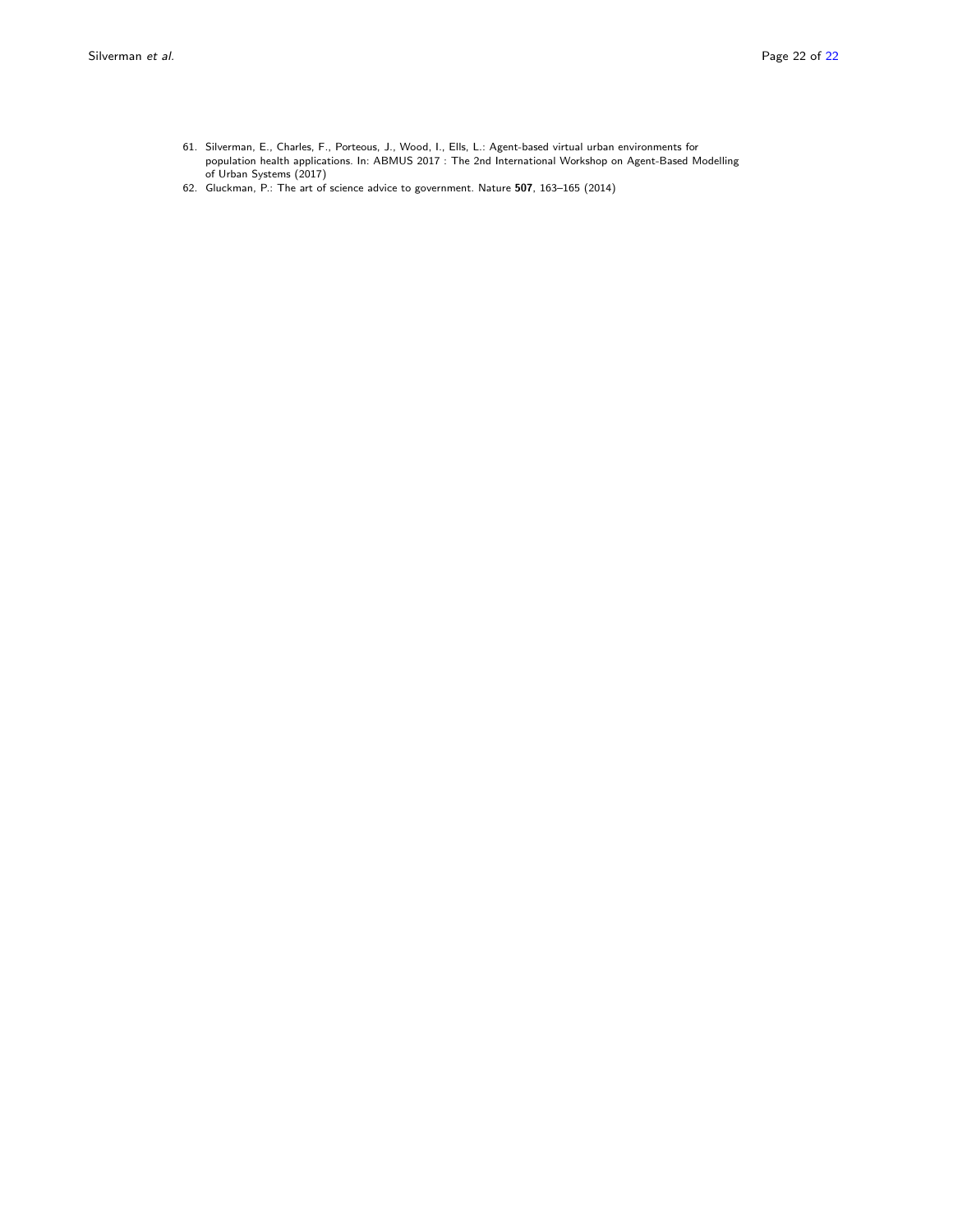61. Silverman, E., Charles, F., Porteous, J., Wood, I., Ells, L.: Agent-based virtual urban environments for population health applications. In: ABMUS 2017 : The 2nd International Workshop on Agent-Based Modelling of Urban Systems (2017)
62. Gluckman, P.: The art of science advice to government. Nature **507**, 163–165 (2014)